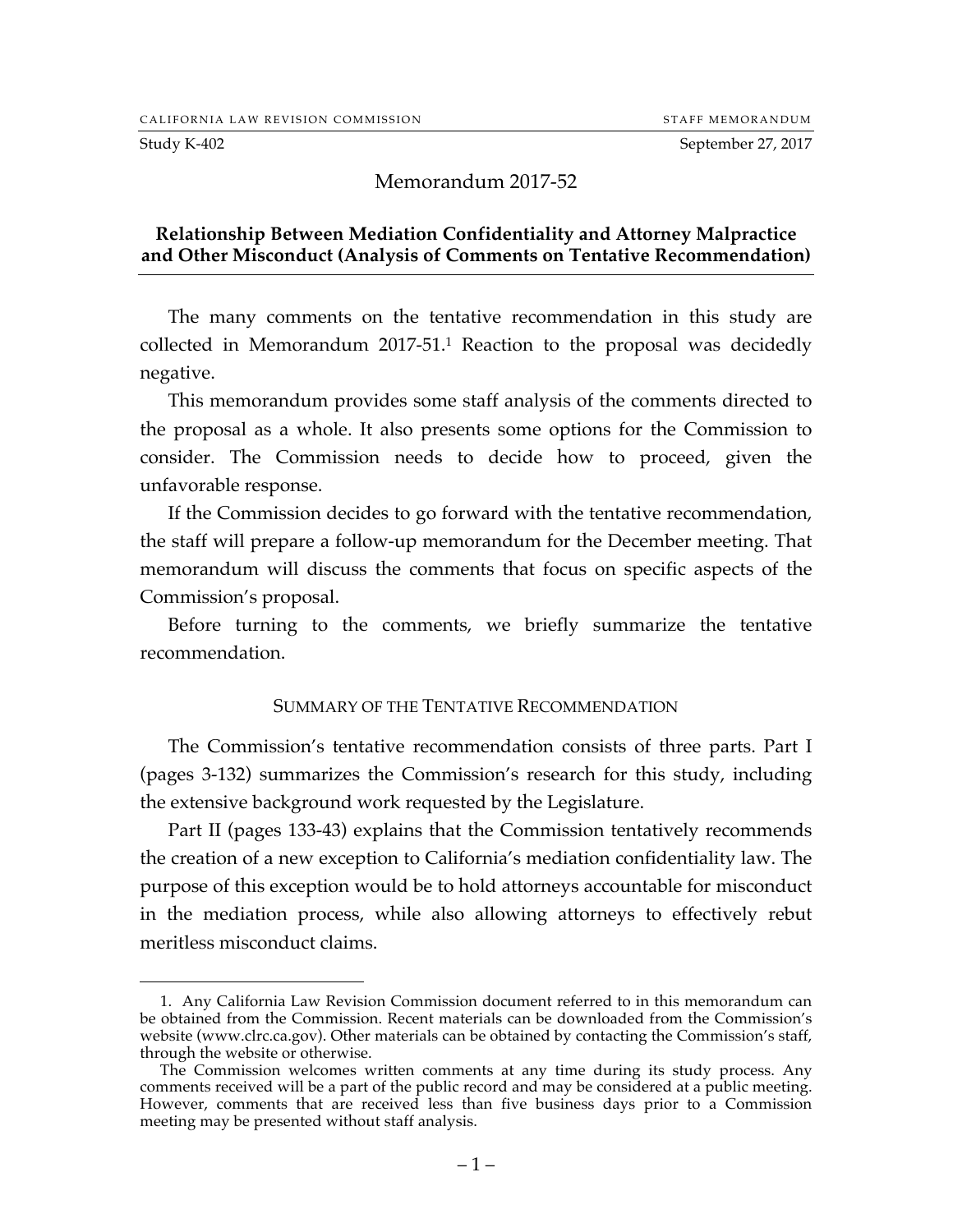CALIFORNIA LAW REVISION COMMISSION — STAFF MEMORANDUM

Study K-402 — September 27, 2017

# Memorandum 2017-52

## Relationship Between Mediation Confidentiality and Attorney Malpractice and Other Misconduct (Analysis of Comments on Tentative Recommendation)

The many comments on the tentative recommendation in this study are collected in Memorandum 2017-51.[1] Reaction to the proposal was decidedly negative.

This memorandum provides some staff analysis of the comments directed to the proposal as a whole. It also presents some options for the Commission to consider. The Commission needs to decide how to proceed, given the unfavorable response.

If the Commission decides to go forward with the tentative recommendation, the staff will prepare a follow-up memorandum for the December meeting. That memorandum will discuss the comments that focus on specific aspects of the Commission's proposal.

Before turning to the comments, we briefly summarize the tentative recommendation.

### SUMMARY OF THE TENTATIVE RECOMMENDATION

The Commission's tentative recommendation consists of three parts. Part I (pages 3-132) summarizes the Commission's research for this study, including the extensive background work requested by the Legislature.

Part II (pages 133-43) explains that the Commission tentatively recommends the creation of a new exception to California's mediation confidentiality law. The purpose of this exception would be to hold attorneys accountable for misconduct in the mediation process, while also allowing attorneys to effectively rebut meritless misconduct claims.

---

1. Any California Law Revision Commission document referred to in this memorandum can be obtained from the Commission. Recent materials can be downloaded from the Commission's website (www.clrc.ca.gov). Other materials can be obtained by contacting the Commission's staff, through the website or otherwise.

The Commission welcomes written comments at any time during its study process. Any comments received will be a part of the public record and may be considered at a public meeting. However, comments that are received less than five business days prior to a Commission meeting may be presented without staff analysis.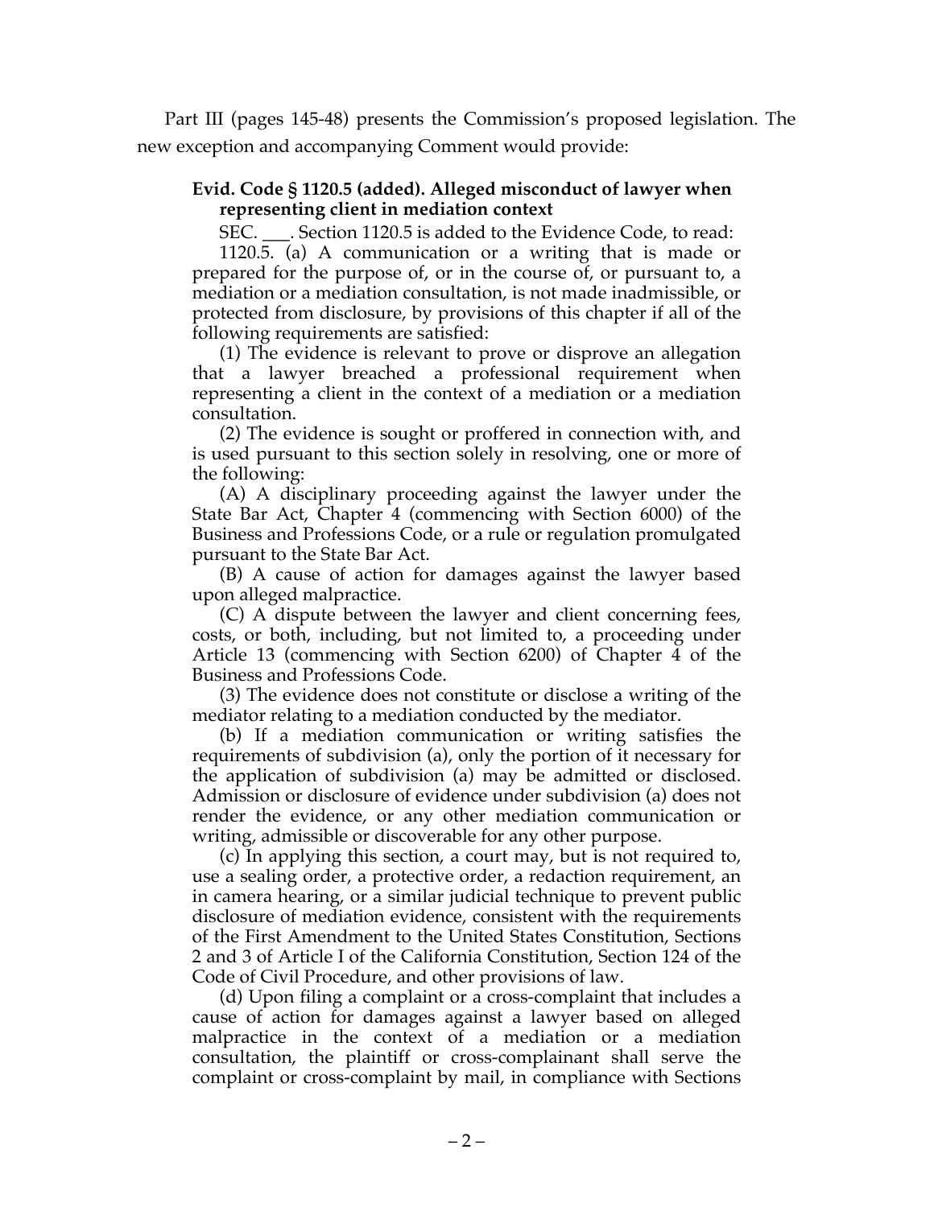Part III (pages 145-48) presents the Commission's proposed legislation. The new exception and accompanying Comment would provide:

**Evid. Code § 1120.5 (added). Alleged misconduct of lawyer when representing client in mediation context**

SEC. ___. Section 1120.5 is added to the Evidence Code, to read:

1120.5. (a) A communication or a writing that is made or prepared for the purpose of, or in the course of, or pursuant to, a mediation or a mediation consultation, is not made inadmissible, or protected from disclosure, by provisions of this chapter if all of the following requirements are satisfied:

(1) The evidence is relevant to prove or disprove an allegation that a lawyer breached a professional requirement when representing a client in the context of a mediation or a mediation consultation.

(2) The evidence is sought or proffered in connection with, and is used pursuant to this section solely in resolving, one or more of the following:

(A) A disciplinary proceeding against the lawyer under the State Bar Act, Chapter 4 (commencing with Section 6000) of the Business and Professions Code, or a rule or regulation promulgated pursuant to the State Bar Act.

(B) A cause of action for damages against the lawyer based upon alleged malpractice.

(C) A dispute between the lawyer and client concerning fees, costs, or both, including, but not limited to, a proceeding under Article 13 (commencing with Section 6200) of Chapter 4 of the Business and Professions Code.

(3) The evidence does not constitute or disclose a writing of the mediator relating to a mediation conducted by the mediator.

(b) If a mediation communication or writing satisfies the requirements of subdivision (a), only the portion of it necessary for the application of subdivision (a) may be admitted or disclosed. Admission or disclosure of evidence under subdivision (a) does not render the evidence, or any other mediation communication or writing, admissible or discoverable for any other purpose.

(c) In applying this section, a court may, but is not required to, use a sealing order, a protective order, a redaction requirement, an in camera hearing, or a similar judicial technique to prevent public disclosure of mediation evidence, consistent with the requirements of the First Amendment to the United States Constitution, Sections 2 and 3 of Article I of the California Constitution, Section 124 of the Code of Civil Procedure, and other provisions of law.

(d) Upon filing a complaint or a cross-complaint that includes a cause of action for damages against a lawyer based on alleged malpractice in the context of a mediation or a mediation consultation, the plaintiff or cross-complainant shall serve the complaint or cross-complaint by mail, in compliance with Sections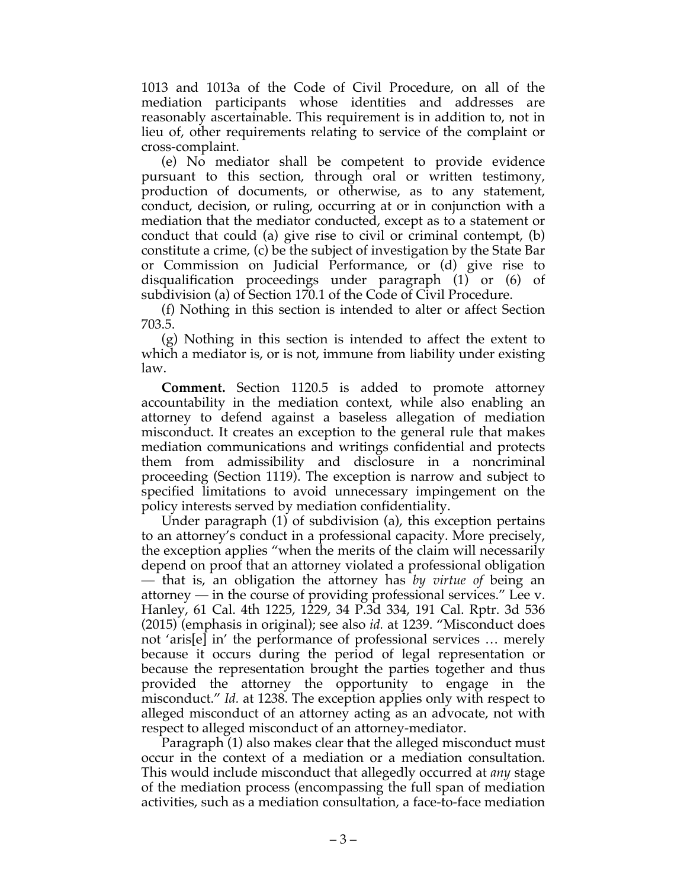1013 and 1013a of the Code of Civil Procedure, on all of the mediation participants whose identities and addresses are reasonably ascertainable. This requirement is in addition to, not in lieu of, other requirements relating to service of the complaint or cross-complaint.

(e) No mediator shall be competent to provide evidence pursuant to this section, through oral or written testimony, production of documents, or otherwise, as to any statement, conduct, decision, or ruling, occurring at or in conjunction with a mediation that the mediator conducted, except as to a statement or conduct that could (a) give rise to civil or criminal contempt, (b) constitute a crime, (c) be the subject of investigation by the State Bar or Commission on Judicial Performance, or (d) give rise to disqualification proceedings under paragraph (1) or (6) of subdivision (a) of Section 170.1 of the Code of Civil Procedure.

(f) Nothing in this section is intended to alter or affect Section 703.5.

(g) Nothing in this section is intended to affect the extent to which a mediator is, or is not, immune from liability under existing law.

**Comment.** Section 1120.5 is added to promote attorney accountability in the mediation context, while also enabling an attorney to defend against a baseless allegation of mediation misconduct. It creates an exception to the general rule that makes mediation communications and writings confidential and protects them from admissibility and disclosure in a noncriminal proceeding (Section 1119). The exception is narrow and subject to specified limitations to avoid unnecessary impingement on the policy interests served by mediation confidentiality.

Under paragraph (1) of subdivision (a), this exception pertains to an attorney's conduct in a professional capacity. More precisely, the exception applies "when the merits of the claim will necessarily depend on proof that an attorney violated a professional obligation — that is, an obligation the attorney has *by virtue of* being an attorney — in the course of providing professional services." Lee v. Hanley, 61 Cal. 4th 1225, 1229, 34 P.3d 334, 191 Cal. Rptr. 3d 536 (2015) (emphasis in original); see also *id.* at 1239. "Misconduct does not 'aris[e] in' the performance of professional services … merely because it occurs during the period of legal representation or because the representation brought the parties together and thus provided the attorney the opportunity to engage in the misconduct." *Id.* at 1238. The exception applies only with respect to alleged misconduct of an attorney acting as an advocate, not with respect to alleged misconduct of an attorney-mediator.

Paragraph (1) also makes clear that the alleged misconduct must occur in the context of a mediation or a mediation consultation. This would include misconduct that allegedly occurred at *any* stage of the mediation process (encompassing the full span of mediation activities, such as a mediation consultation, a face-to-face mediation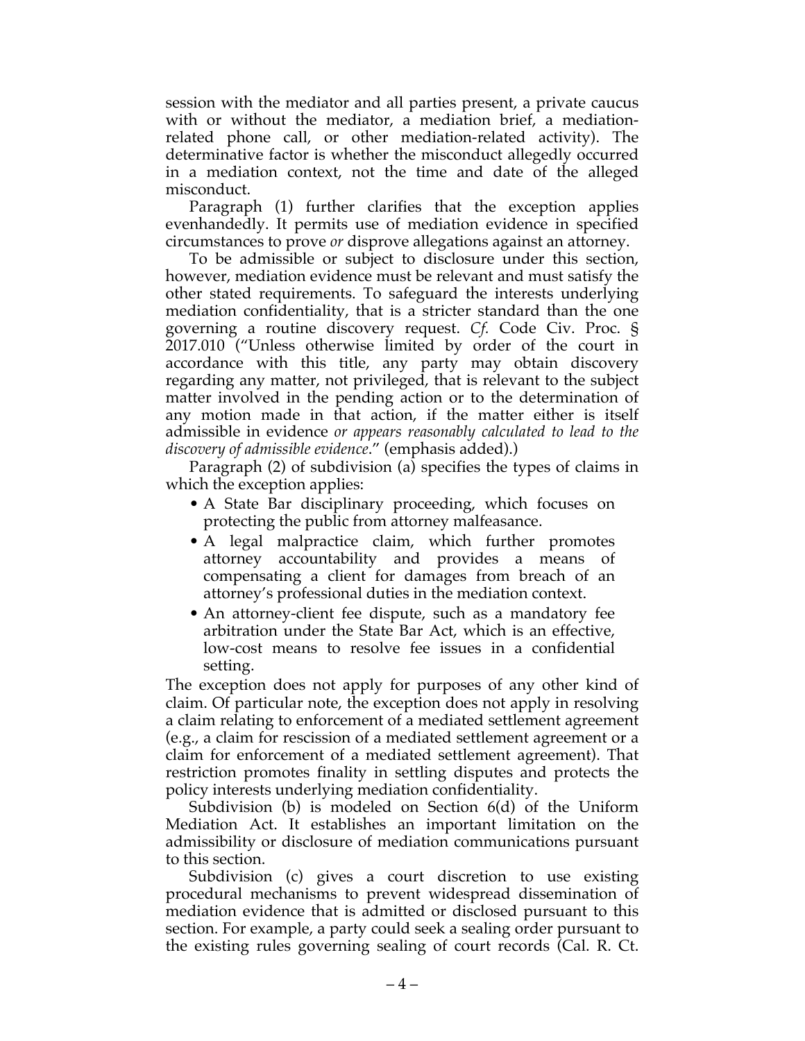session with the mediator and all parties present, a private caucus with or without the mediator, a mediation brief, a mediation-related phone call, or other mediation-related activity). The determinative factor is whether the misconduct allegedly occurred in a mediation context, not the time and date of the alleged misconduct.

Paragraph (1) further clarifies that the exception applies evenhandedly. It permits use of mediation evidence in specified circumstances to prove *or* disprove allegations against an attorney.

To be admissible or subject to disclosure under this section, however, mediation evidence must be relevant and must satisfy the other stated requirements. To safeguard the interests underlying mediation confidentiality, that is a stricter standard than the one governing a routine discovery request. *Cf.* Code Civ. Proc. § 2017.010 ("Unless otherwise limited by order of the court in accordance with this title, any party may obtain discovery regarding any matter, not privileged, that is relevant to the subject matter involved in the pending action or to the determination of any motion made in that action, if the matter either is itself admissible in evidence *or appears reasonably calculated to lead to the discovery of admissible evidence*." (emphasis added).)

Paragraph (2) of subdivision (a) specifies the types of claims in which the exception applies:

- A State Bar disciplinary proceeding, which focuses on protecting the public from attorney malfeasance.
- A legal malpractice claim, which further promotes attorney accountability and provides a means of compensating a client for damages from breach of an attorney's professional duties in the mediation context.
- An attorney-client fee dispute, such as a mandatory fee arbitration under the State Bar Act, which is an effective, low-cost means to resolve fee issues in a confidential setting.

The exception does not apply for purposes of any other kind of claim. Of particular note, the exception does not apply in resolving a claim relating to enforcement of a mediated settlement agreement (e.g., a claim for rescission of a mediated settlement agreement or a claim for enforcement of a mediated settlement agreement). That restriction promotes finality in settling disputes and protects the policy interests underlying mediation confidentiality.

Subdivision (b) is modeled on Section 6(d) of the Uniform Mediation Act. It establishes an important limitation on the admissibility or disclosure of mediation communications pursuant to this section.

Subdivision (c) gives a court discretion to use existing procedural mechanisms to prevent widespread dissemination of mediation evidence that is admitted or disclosed pursuant to this section. For example, a party could seek a sealing order pursuant to the existing rules governing sealing of court records (Cal. R. Ct.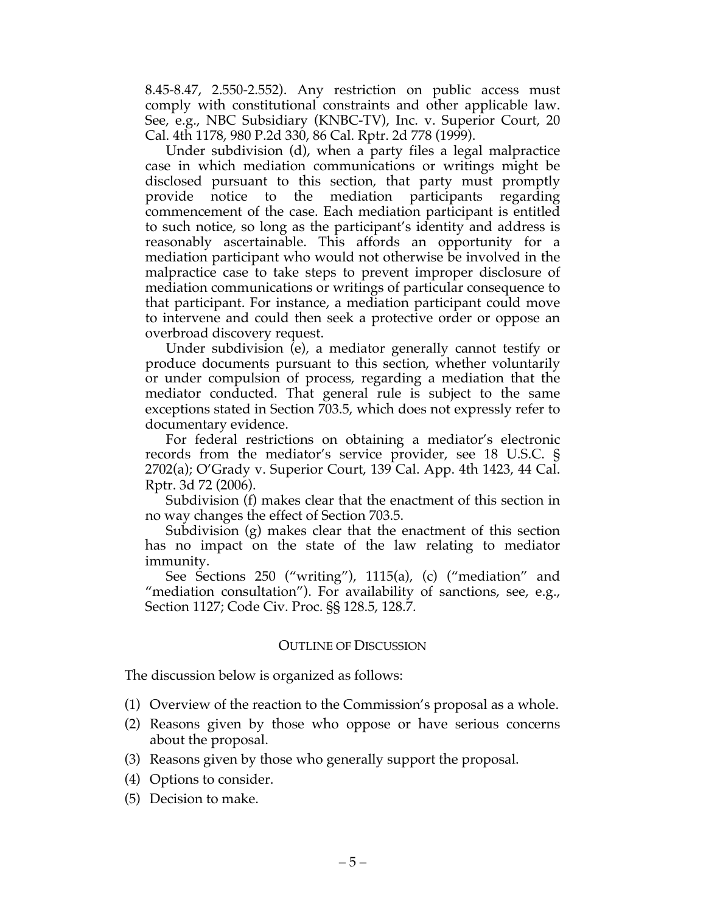8.45-8.47, 2.550-2.552). Any restriction on public access must comply with constitutional constraints and other applicable law. See, e.g., NBC Subsidiary (KNBC-TV), Inc. v. Superior Court, 20 Cal. 4th 1178, 980 P.2d 330, 86 Cal. Rptr. 2d 778 (1999).

Under subdivision (d), when a party files a legal malpractice case in which mediation communications or writings might be disclosed pursuant to this section, that party must promptly provide notice to the mediation participants regarding commencement of the case. Each mediation participant is entitled to such notice, so long as the participant's identity and address is reasonably ascertainable. This affords an opportunity for a mediation participant who would not otherwise be involved in the malpractice case to take steps to prevent improper disclosure of mediation communications or writings of particular consequence to that participant. For instance, a mediation participant could move to intervene and could then seek a protective order or oppose an overbroad discovery request.

Under subdivision (e), a mediator generally cannot testify or produce documents pursuant to this section, whether voluntarily or under compulsion of process, regarding a mediation that the mediator conducted. That general rule is subject to the same exceptions stated in Section 703.5, which does not expressly refer to documentary evidence.

For federal restrictions on obtaining a mediator's electronic records from the mediator's service provider, see 18 U.S.C. § 2702(a); O'Grady v. Superior Court, 139 Cal. App. 4th 1423, 44 Cal. Rptr. 3d 72 (2006).

Subdivision (f) makes clear that the enactment of this section in no way changes the effect of Section 703.5.

Subdivision (g) makes clear that the enactment of this section has no impact on the state of the law relating to mediator immunity.

See Sections 250 ("writing"), 1115(a), (c) ("mediation" and "mediation consultation"). For availability of sanctions, see, e.g., Section 1127; Code Civ. Proc. §§ 128.5, 128.7.

## OUTLINE OF DISCUSSION

The discussion below is organized as follows:

(1) Overview of the reaction to the Commission's proposal as a whole.
(2) Reasons given by those who oppose or have serious concerns about the proposal.
(3) Reasons given by those who generally support the proposal.
(4) Options to consider.
(5) Decision to make.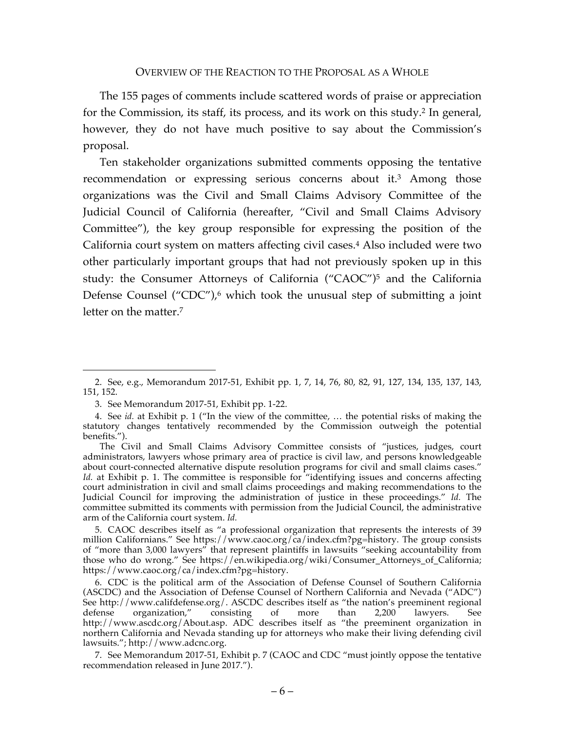## Overview of the Reaction to the Proposal as a Whole

The 155 pages of comments include scattered words of praise or appreciation for the Commission, its staff, its process, and its work on this study.[2] In general, however, they do not have much positive to say about the Commission's proposal.

Ten stakeholder organizations submitted comments opposing the tentative recommendation or expressing serious concerns about it.[3] Among those organizations was the Civil and Small Claims Advisory Committee of the Judicial Council of California (hereafter, "Civil and Small Claims Advisory Committee"), the key group responsible for expressing the position of the California court system on matters affecting civil cases.[4] Also included were two other particularly important groups that had not previously spoken up in this study: the Consumer Attorneys of California ("CAOC")[5] and the California Defense Counsel ("CDC"),[6] which took the unusual step of submitting a joint letter on the matter.[7]

---

2. See, e.g., Memorandum 2017-51, Exhibit pp. 1, 7, 14, 76, 80, 82, 91, 127, 134, 135, 137, 143, 151, 152.

3. See Memorandum 2017-51, Exhibit pp. 1-22.

4. See *id.* at Exhibit p. 1 ("In the view of the committee, … the potential risks of making the statutory changes tentatively recommended by the Commission outweigh the potential benefits.").

The Civil and Small Claims Advisory Committee consists of "justices, judges, court administrators, lawyers whose primary area of practice is civil law, and persons knowledgeable about court-connected alternative dispute resolution programs for civil and small claims cases." *Id.* at Exhibit p. 1. The committee is responsible for "identifying issues and concerns affecting court administration in civil and small claims proceedings and making recommendations to the Judicial Council for improving the administration of justice in these proceedings." *Id.* The committee submitted its comments with permission from the Judicial Council, the administrative arm of the California court system. *Id.*

5. CAOC describes itself as "a professional organization that represents the interests of 39 million Californians." See https://www.caoc.org/ca/index.cfm?pg=history. The group consists of "more than 3,000 lawyers" that represent plaintiffs in lawsuits "seeking accountability from those who do wrong." See https://en.wikipedia.org/wiki/Consumer_Attorneys_of_California; https://www.caoc.org/ca/index.cfm?pg=history.

6. CDC is the political arm of the Association of Defense Counsel of Southern California (ASCDC) and the Association of Defense Counsel of Northern California and Nevada ("ADC") See http://www.califdefense.org/. ASCDC describes itself as "the nation's preeminent regional defense organization," consisting of more than 2,200 lawyers. See http://www.ascdc.org/About.asp. ADC describes itself as "the preeminent organization in northern California and Nevada standing up for attorneys who make their living defending civil lawsuits."; http://www.adcnc.org.

7. See Memorandum 2017-51, Exhibit p. 7 (CAOC and CDC "must jointly oppose the tentative recommendation released in June 2017.").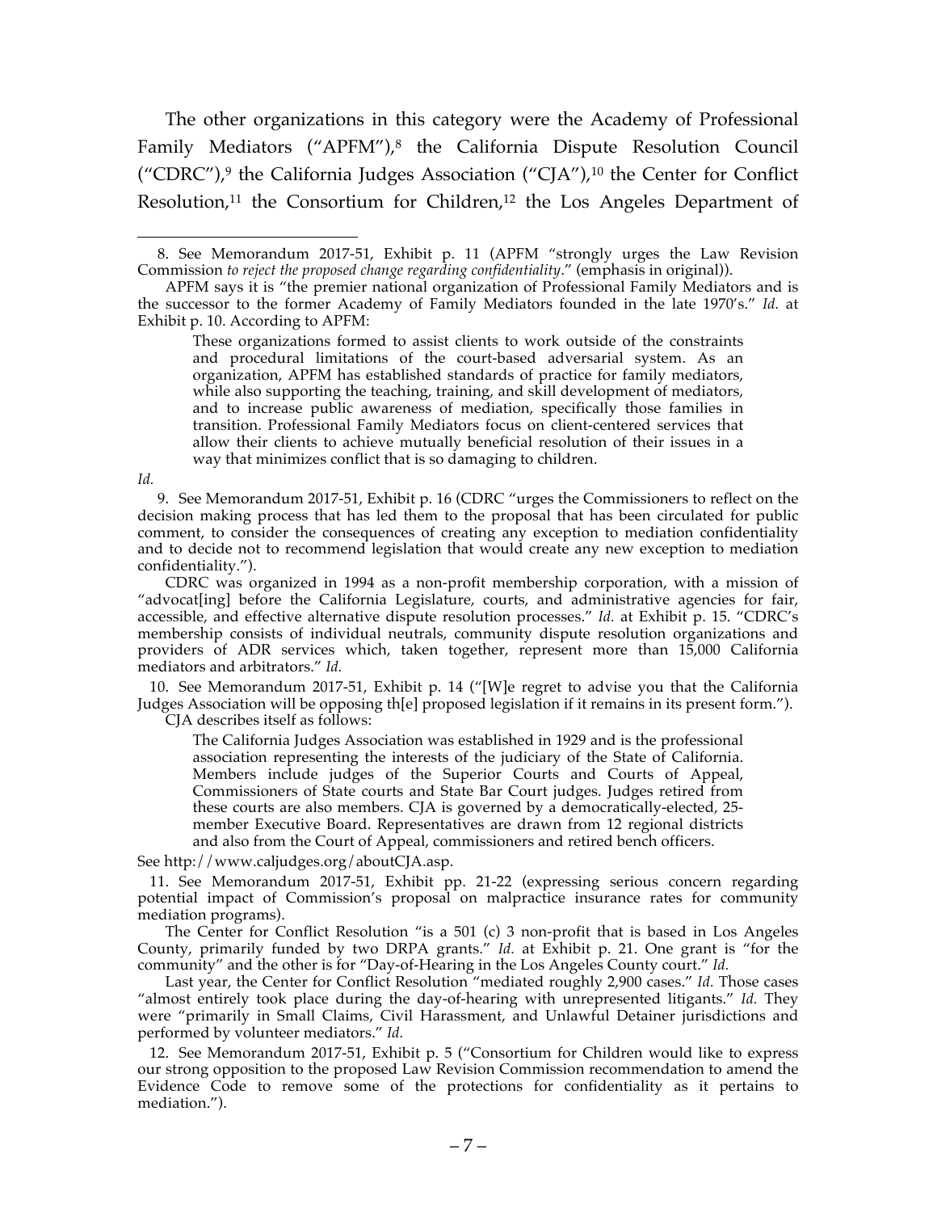The other organizations in this category were the Academy of Professional Family Mediators ("APFM"),[8] the California Dispute Resolution Council ("CDRC"),[9] the California Judges Association ("CJA"),[10] the Center for Conflict Resolution,[11] the Consortium for Children,[12] the Los Angeles Department of

---

8. See Memorandum 2017-51, Exhibit p. 11 (APFM "strongly urges the Law Revision Commission *to reject the proposed change regarding confidentiality*." (emphasis in original)).

APFM says it is "the premier national organization of Professional Family Mediators and is the successor to the former Academy of Family Mediators founded in the late 1970's." *Id.* at Exhibit p. 10. According to APFM:

> These organizations formed to assist clients to work outside of the constraints and procedural limitations of the court-based adversarial system. As an organization, APFM has established standards of practice for family mediators, while also supporting the teaching, training, and skill development of mediators, and to increase public awareness of mediation, specifically those families in transition. Professional Family Mediators focus on client-centered services that allow their clients to achieve mutually beneficial resolution of their issues in a way that minimizes conflict that is so damaging to children.

*Id.*

9. See Memorandum 2017-51, Exhibit p. 16 (CDRC "urges the Commissioners to reflect on the decision making process that has led them to the proposal that has been circulated for public comment, to consider the consequences of creating any exception to mediation confidentiality and to decide not to recommend legislation that would create any new exception to mediation confidentiality.").

CDRC was organized in 1994 as a non-profit membership corporation, with a mission of "advocat[ing] before the California Legislature, courts, and administrative agencies for fair, accessible, and effective alternative dispute resolution processes." *Id.* at Exhibit p. 15. "CDRC's membership consists of individual neutrals, community dispute resolution organizations and providers of ADR services which, taken together, represent more than 15,000 California mediators and arbitrators." *Id.*

10. See Memorandum 2017-51, Exhibit p. 14 ("[W]e regret to advise you that the California Judges Association will be opposing th[e] proposed legislation if it remains in its present form.").

CJA describes itself as follows:

> The California Judges Association was established in 1929 and is the professional association representing the interests of the judiciary of the State of California. Members include judges of the Superior Courts and Courts of Appeal, Commissioners of State courts and State Bar Court judges. Judges retired from these courts are also members. CJA is governed by a democratically-elected, 25-member Executive Board. Representatives are drawn from 12 regional districts and also from the Court of Appeal, commissioners and retired bench officers.

See http://www.caljudges.org/aboutCJA.asp.

11. See Memorandum 2017-51, Exhibit pp. 21-22 (expressing serious concern regarding potential impact of Commission's proposal on malpractice insurance rates for community mediation programs).

The Center for Conflict Resolution "is a 501 (c) 3 non-profit that is based in Los Angeles County, primarily funded by two DRPA grants." *Id.* at Exhibit p. 21. One grant is "for the community" and the other is for "Day-of-Hearing in the Los Angeles County court." *Id.*

Last year, the Center for Conflict Resolution "mediated roughly 2,900 cases." *Id.* Those cases "almost entirely took place during the day-of-hearing with unrepresented litigants." *Id.* They were "primarily in Small Claims, Civil Harassment, and Unlawful Detainer jurisdictions and performed by volunteer mediators." *Id.*

12. See Memorandum 2017-51, Exhibit p. 5 ("Consortium for Children would like to express our strong opposition to the proposed Law Revision Commission recommendation to amend the Evidence Code to remove some of the protections for confidentiality as it pertains to mediation.").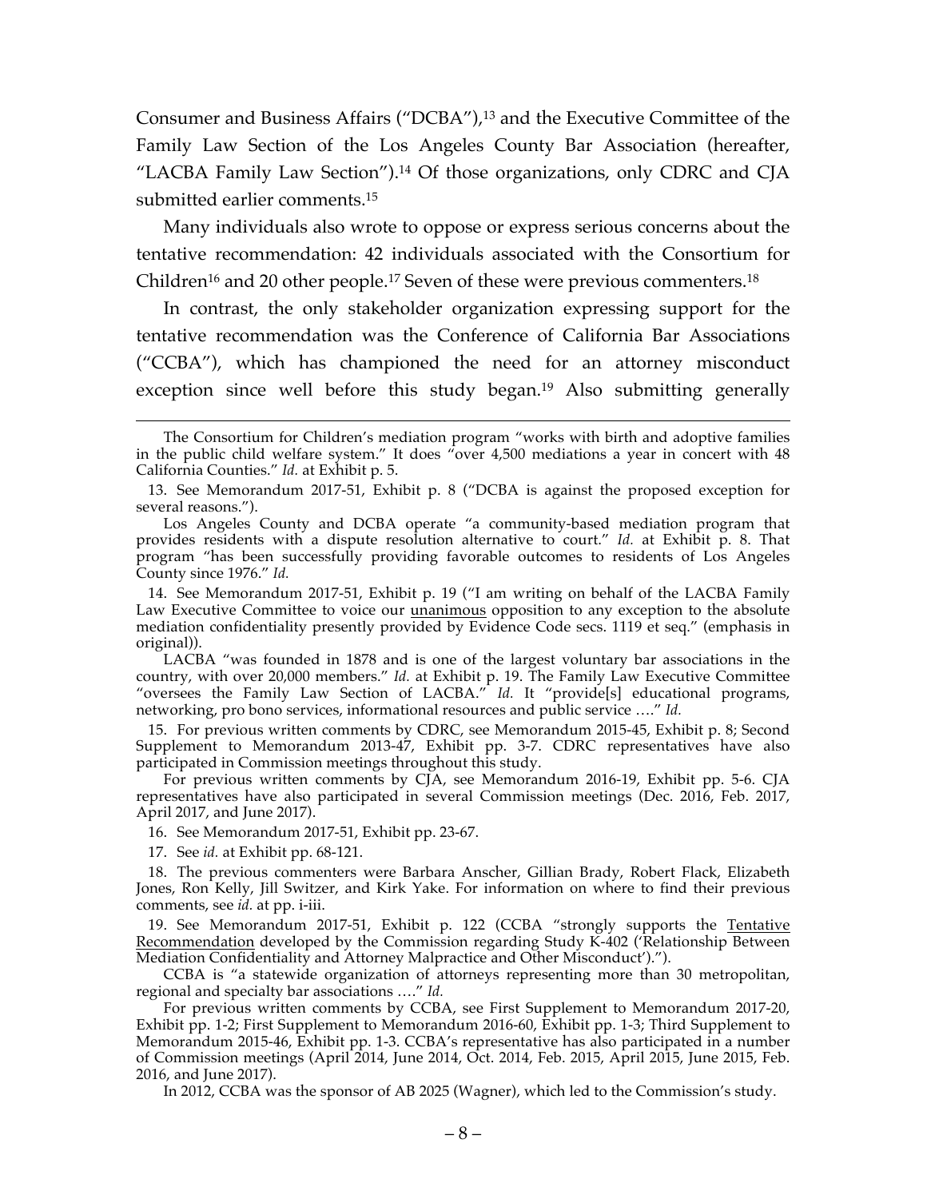Consumer and Business Affairs ("DCBA"),[13] and the Executive Committee of the Family Law Section of the Los Angeles County Bar Association (hereafter, "LACBA Family Law Section").[14] Of those organizations, only CDRC and CJA submitted earlier comments.[15]

Many individuals also wrote to oppose or express serious concerns about the tentative recommendation: 42 individuals associated with the Consortium for Children[16] and 20 other people.[17] Seven of these were previous commenters.[18]

In contrast, the only stakeholder organization expressing support for the tentative recommendation was the Conference of California Bar Associations ("CCBA"), which has championed the need for an attorney misconduct exception since well before this study began.[19] Also submitting generally

---

The Consortium for Children's mediation program "works with birth and adoptive families in the public child welfare system." It does "over 4,500 mediations a year in concert with 48 California Counties." *Id.* at Exhibit p. 5.

13. See Memorandum 2017-51, Exhibit p. 8 ("DCBA is against the proposed exception for several reasons.").

Los Angeles County and DCBA operate "a community-based mediation program that provides residents with a dispute resolution alternative to court." *Id.* at Exhibit p. 8. That program "has been successfully providing favorable outcomes to residents of Los Angeles County since 1976." *Id.*

14. See Memorandum 2017-51, Exhibit p. 19 ("I am writing on behalf of the LACBA Family Law Executive Committee to voice our unanimous opposition to any exception to the absolute mediation confidentiality presently provided by Evidence Code secs. 1119 et seq." (emphasis in original)).

LACBA "was founded in 1878 and is one of the largest voluntary bar associations in the country, with over 20,000 members." *Id.* at Exhibit p. 19. The Family Law Executive Committee "oversees the Family Law Section of LACBA." *Id.* It "provide[s] educational programs, networking, pro bono services, informational resources and public service …." *Id.*

15. For previous written comments by CDRC, see Memorandum 2015-45, Exhibit p. 8; Second Supplement to Memorandum 2013-47, Exhibit pp. 3-7. CDRC representatives have also participated in Commission meetings throughout this study.

For previous written comments by CJA, see Memorandum 2016-19, Exhibit pp. 5-6. CJA representatives have also participated in several Commission meetings (Dec. 2016, Feb. 2017, April 2017, and June 2017).

16. See Memorandum 2017-51, Exhibit pp. 23-67.

17. See *id.* at Exhibit pp. 68-121.

18. The previous commenters were Barbara Anscher, Gillian Brady, Robert Flack, Elizabeth Jones, Ron Kelly, Jill Switzer, and Kirk Yake. For information on where to find their previous comments, see *id.* at pp. i-iii.

19. See Memorandum 2017-51, Exhibit p. 122 (CCBA "strongly supports the Tentative Recommendation developed by the Commission regarding Study K-402 ('Relationship Between Mediation Confidentiality and Attorney Malpractice and Other Misconduct').").

CCBA is "a statewide organization of attorneys representing more than 30 metropolitan, regional and specialty bar associations …." *Id.*

For previous written comments by CCBA, see First Supplement to Memorandum 2017-20, Exhibit pp. 1-2; First Supplement to Memorandum 2016-60, Exhibit pp. 1-3; Third Supplement to Memorandum 2015-46, Exhibit pp. 1-3. CCBA's representative has also participated in a number of Commission meetings (April 2014, June 2014, Oct. 2014, Feb. 2015, April 2015, June 2015, Feb. 2016, and June 2017).

In 2012, CCBA was the sponsor of AB 2025 (Wagner), which led to the Commission's study.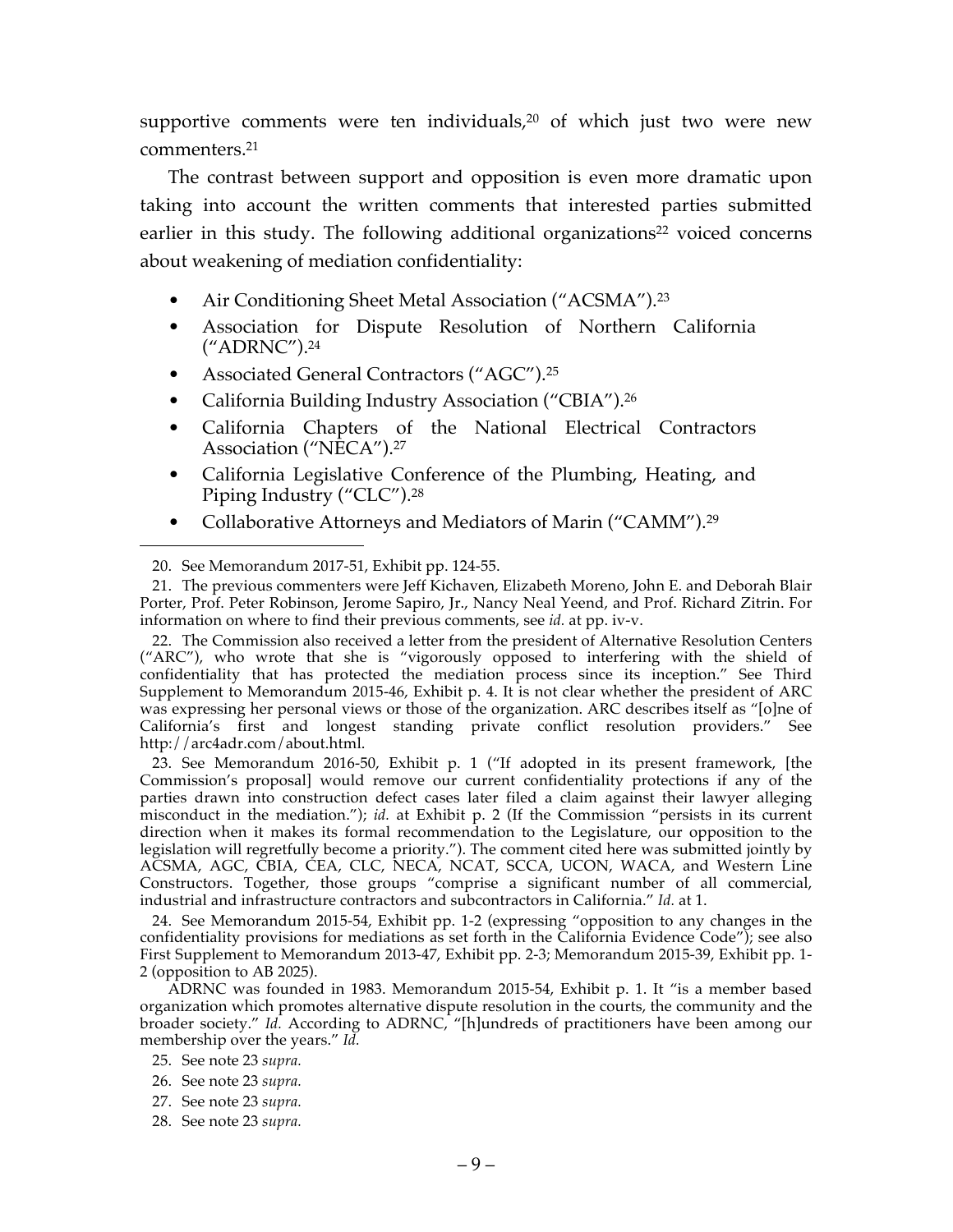supportive comments were ten individuals,[20] of which just two were new commenters.[21]

The contrast between support and opposition is even more dramatic upon taking into account the written comments that interested parties submitted earlier in this study. The following additional organizations[22] voiced concerns about weakening of mediation confidentiality:

- Air Conditioning Sheet Metal Association ("ACSMA").[23]
- Association for Dispute Resolution of Northern California ("ADRNC").[24]
- Associated General Contractors ("AGC").[25]
- California Building Industry Association ("CBIA").[26]
- California Chapters of the National Electrical Contractors Association ("NECA").[27]
- California Legislative Conference of the Plumbing, Heating, and Piping Industry ("CLC").[28]
- Collaborative Attorneys and Mediators of Marin ("CAMM").[29]

---

20. See Memorandum 2017-51, Exhibit pp. 124-55.

21. The previous commenters were Jeff Kichaven, Elizabeth Moreno, John E. and Deborah Blair Porter, Prof. Peter Robinson, Jerome Sapiro, Jr., Nancy Neal Yeend, and Prof. Richard Zitrin. For information on where to find their previous comments, see *id.* at pp. iv-v.

22. The Commission also received a letter from the president of Alternative Resolution Centers ("ARC"), who wrote that she is "vigorously opposed to interfering with the shield of confidentiality that has protected the mediation process since its inception." See Third Supplement to Memorandum 2015-46, Exhibit p. 4. It is not clear whether the president of ARC was expressing her personal views or those of the organization. ARC describes itself as "[o]ne of California's first and longest standing private conflict resolution providers." See http://arc4adr.com/about.html.

23. See Memorandum 2016-50, Exhibit p. 1 ("If adopted in its present framework, [the Commission's proposal] would remove our current confidentiality protections if any of the parties drawn into construction defect cases later filed a claim against their lawyer alleging misconduct in the mediation."); *id.* at Exhibit p. 2 (If the Commission "persists in its current direction when it makes its formal recommendation to the Legislature, our opposition to the legislation will regretfully become a priority."). The comment cited here was submitted jointly by ACSMA, AGC, CBIA, CEA, CLC, NECA, NCAT, SCCA, UCON, WACA, and Western Line Constructors. Together, those groups "comprise a significant number of all commercial, industrial and infrastructure contractors and subcontractors in California." *Id.* at 1.

24. See Memorandum 2015-54, Exhibit pp. 1-2 (expressing "opposition to any changes in the confidentiality provisions for mediations as set forth in the California Evidence Code"); see also First Supplement to Memorandum 2013-47, Exhibit pp. 2-3; Memorandum 2015-39, Exhibit pp. 1-2 (opposition to AB 2025).

ADRNC was founded in 1983. Memorandum 2015-54, Exhibit p. 1. It "is a member based organization which promotes alternative dispute resolution in the courts, the community and the broader society." *Id.* According to ADRNC, "[h]undreds of practitioners have been among our membership over the years." *Id.*

25. See note 23 *supra.*

26. See note 23 *supra.*

27. See note 23 *supra.*

28. See note 23 *supra.*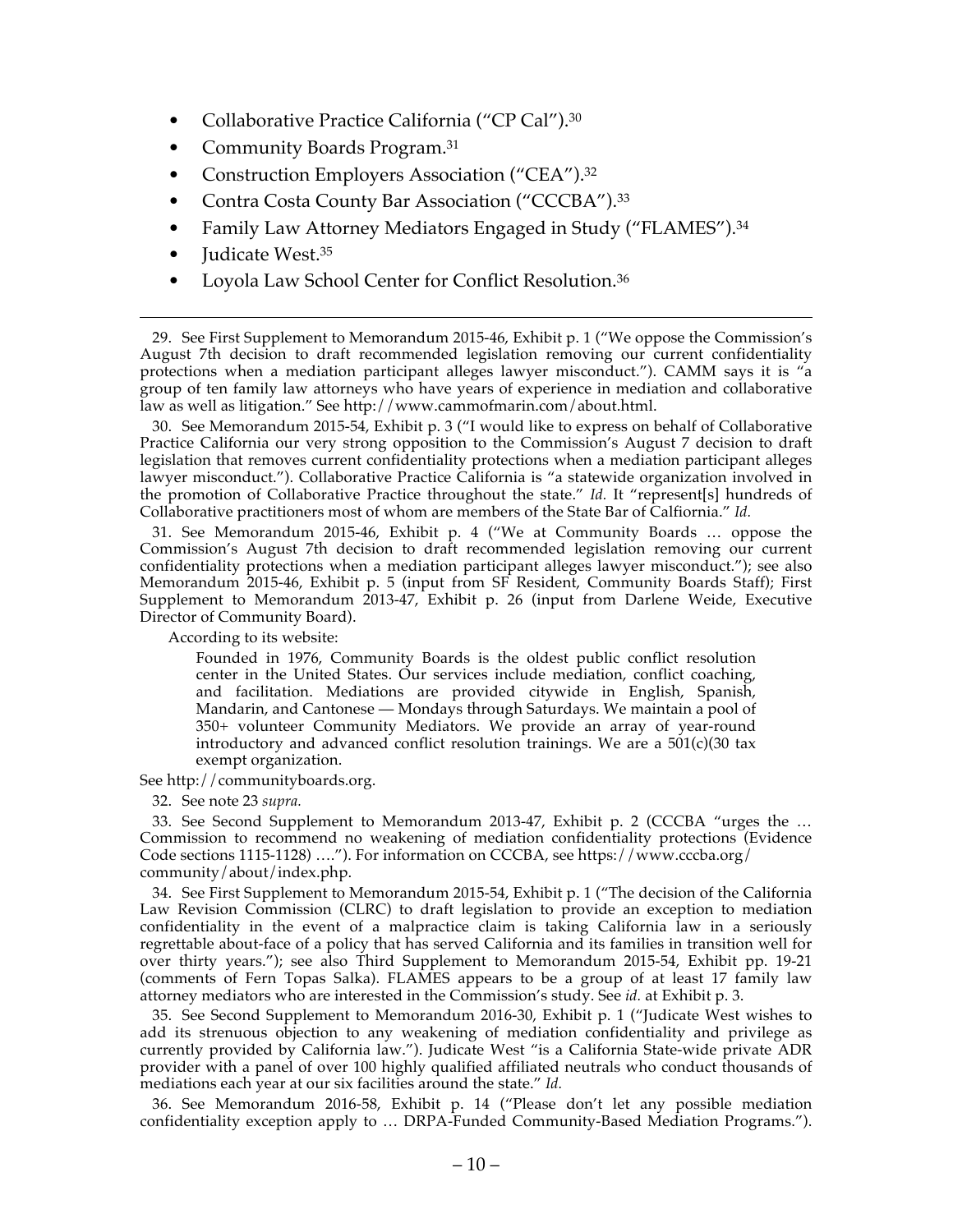- Collaborative Practice California ("CP Cal").[30]
- Community Boards Program.[31]
- Construction Employers Association ("CEA").[32]
- Contra Costa County Bar Association ("CCCBA").[33]
- Family Law Attorney Mediators Engaged in Study ("FLAMES").[34]
- Judicate West.[35]
- Loyola Law School Center for Conflict Resolution.[36]

---

29. See First Supplement to Memorandum 2015-46, Exhibit p. 1 ("We oppose the Commission's August 7th decision to draft recommended legislation removing our current confidentiality protections when a mediation participant alleges lawyer misconduct."). CAMM says it is "a group of ten family law attorneys who have years of experience in mediation and collaborative law as well as litigation." See http://www.cammofmarin.com/about.html.

30. See Memorandum 2015-54, Exhibit p. 3 ("I would like to express on behalf of Collaborative Practice California our very strong opposition to the Commission's August 7 decision to draft legislation that removes current confidentiality protections when a mediation participant alleges lawyer misconduct."). Collaborative Practice California is "a statewide organization involved in the promotion of Collaborative Practice throughout the state." *Id.* It "represent[s] hundreds of Collaborative practitioners most of whom are members of the State Bar of Calfiornia." *Id.*

31. See Memorandum 2015-46, Exhibit p. 4 ("We at Community Boards … oppose the Commission's August 7th decision to draft recommended legislation removing our current confidentiality protections when a mediation participant alleges lawyer misconduct."); see also Memorandum 2015-46, Exhibit p. 5 (input from SF Resident, Community Boards Staff); First Supplement to Memorandum 2013-47, Exhibit p. 26 (input from Darlene Weide, Executive Director of Community Board).

According to its website:

> Founded in 1976, Community Boards is the oldest public conflict resolution center in the United States. Our services include mediation, conflict coaching, and facilitation. Mediations are provided citywide in English, Spanish, Mandarin, and Cantonese — Mondays through Saturdays. We maintain a pool of 350+ volunteer Community Mediators. We provide an array of year-round introductory and advanced conflict resolution trainings. We are a 501(c)(30 tax exempt organization.

See http://communityboards.org.

32. See note 23 *supra.*

33. See Second Supplement to Memorandum 2013-47, Exhibit p. 2 (CCCBA "urges the … Commission to recommend no weakening of mediation confidentiality protections (Evidence Code sections 1115-1128) …."). For information on CCCBA, see https://www.cccba.org/community/about/index.php.

34. See First Supplement to Memorandum 2015-54, Exhibit p. 1 ("The decision of the California Law Revision Commission (CLRC) to draft legislation to provide an exception to mediation confidentiality in the event of a malpractice claim is taking California law in a seriously regrettable about-face of a policy that has served California and its families in transition well for over thirty years."); see also Third Supplement to Memorandum 2015-54, Exhibit pp. 19-21 (comments of Fern Topas Salka). FLAMES appears to be a group of at least 17 family law attorney mediators who are interested in the Commission's study. See *id.* at Exhibit p. 3.

35. See Second Supplement to Memorandum 2016-30, Exhibit p. 1 ("Judicate West wishes to add its strenuous objection to any weakening of mediation confidentiality and privilege as currently provided by California law."). Judicate West "is a California State-wide private ADR provider with a panel of over 100 highly qualified affiliated neutrals who conduct thousands of mediations each year at our six facilities around the state." *Id.*

36. See Memorandum 2016-58, Exhibit p. 14 ("Please don't let any possible mediation confidentiality exception apply to … DRPA-Funded Community-Based Mediation Programs.").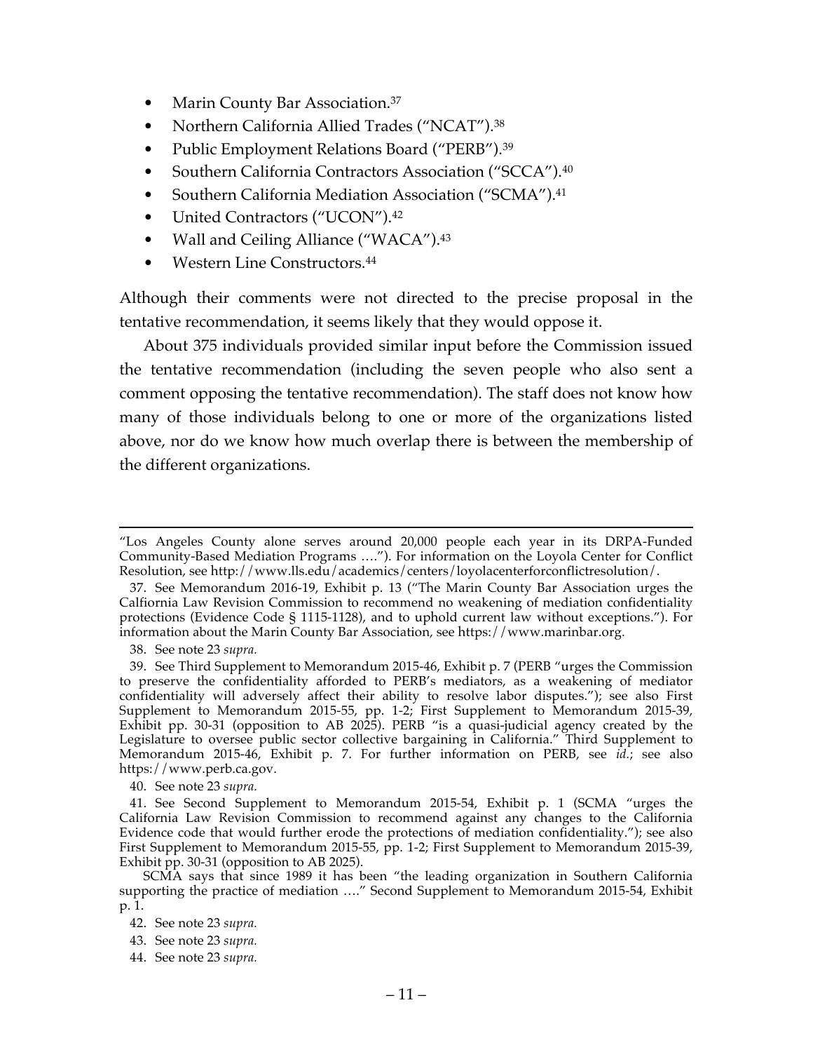- Marin County Bar Association.[37]
- Northern California Allied Trades (“NCAT”).[38]
- Public Employment Relations Board (“PERB”).[39]
- Southern California Contractors Association (“SCCA”).[40]
- Southern California Mediation Association (“SCMA”).[41]
- United Contractors (“UCON”).[42]
- Wall and Ceiling Alliance (“WACA”).[43]
- Western Line Constructors.[44]

Although their comments were not directed to the precise proposal in the tentative recommendation, it seems likely that they would oppose it.

About 375 individuals provided similar input before the Commission issued the tentative recommendation (including the seven people who also sent a comment opposing the tentative recommendation). The staff does not know how many of those individuals belong to one or more of the organizations listed above, nor do we know how much overlap there is between the membership of the different organizations.

---

“Los Angeles County alone serves around 20,000 people each year in its DRPA-Funded Community-Based Mediation Programs ….”). For information on the Loyola Center for Conflict Resolution, see http://www.lls.edu/academics/centers/loyolacenterforconflictresolution/.

37. See Memorandum 2016-19, Exhibit p. 13 (“The Marin County Bar Association urges the Calfiornia Law Revision Commission to recommend no weakening of mediation confidentiality protections (Evidence Code § 1115-1128), and to uphold current law without exceptions.”). For information about the Marin County Bar Association, see https://www.marinbar.org.

38. See note 23 *supra.*

39. See Third Supplement to Memorandum 2015-46, Exhibit p. 7 (PERB “urges the Commission to preserve the confidentiality afforded to PERB’s mediators, as a weakening of mediator confidentiality will adversely affect their ability to resolve labor disputes.”); see also First Supplement to Memorandum 2015-55, pp. 1-2; First Supplement to Memorandum 2015-39, Exhibit pp. 30-31 (opposition to AB 2025). PERB “is a quasi-judicial agency created by the Legislature to oversee public sector collective bargaining in California.” Third Supplement to Memorandum 2015-46, Exhibit p. 7. For further information on PERB, see *id.*; see also https://www.perb.ca.gov.

40. See note 23 *supra.*

41. See Second Supplement to Memorandum 2015-54, Exhibit p. 1 (SCMA “urges the California Law Revision Commission to recommend against any changes to the California Evidence code that would further erode the protections of mediation confidentiality.”); see also First Supplement to Memorandum 2015-55, pp. 1-2; First Supplement to Memorandum 2015-39, Exhibit pp. 30-31 (opposition to AB 2025).

SCMA says that since 1989 it has been “the leading organization in Southern California supporting the practice of mediation ….” Second Supplement to Memorandum 2015-54, Exhibit p. 1.

42. See note 23 *supra.*

43. See note 23 *supra.*

44. See note 23 *supra.*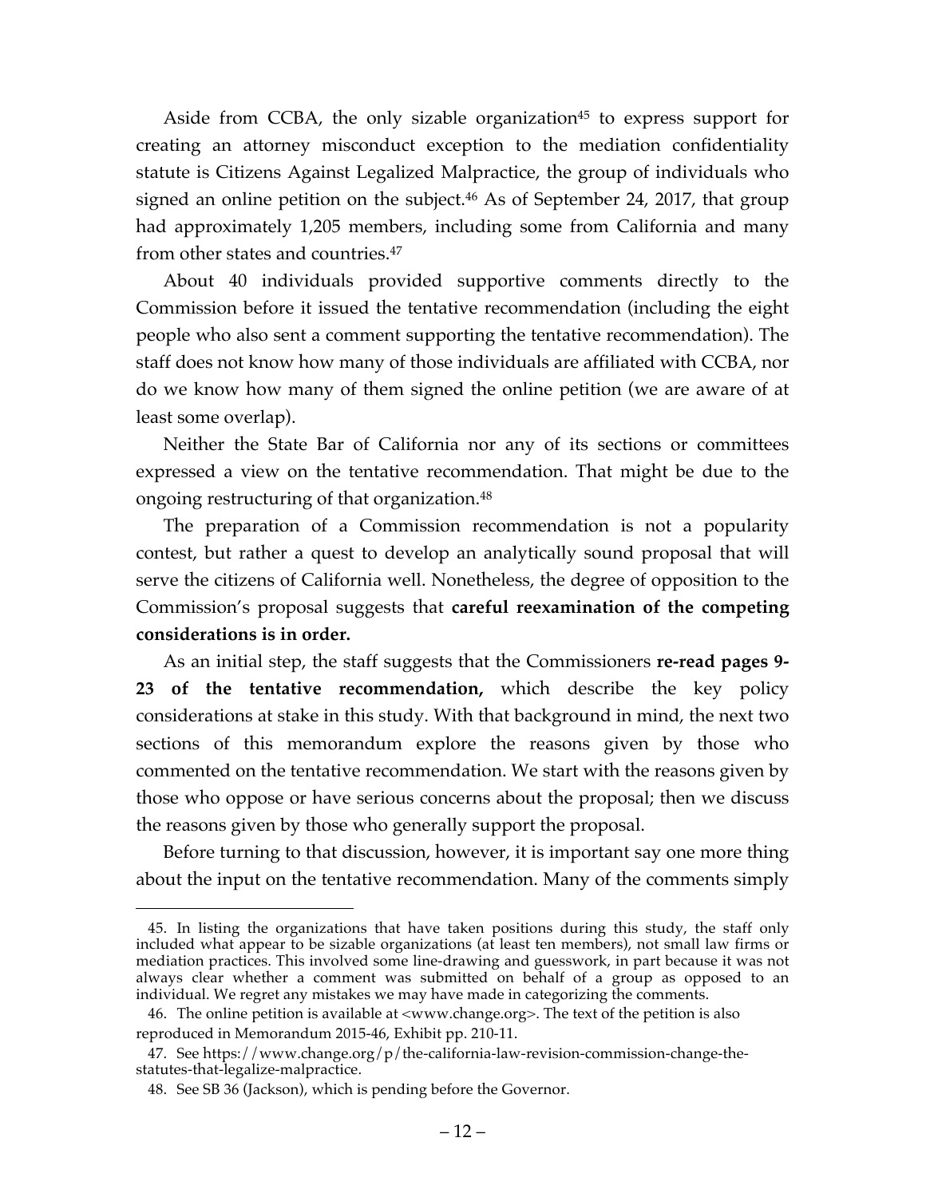Aside from CCBA, the only sizable organization[45] to express support for creating an attorney misconduct exception to the mediation confidentiality statute is Citizens Against Legalized Malpractice, the group of individuals who signed an online petition on the subject.[46] As of September 24, 2017, that group had approximately 1,205 members, including some from California and many from other states and countries.[47]

About 40 individuals provided supportive comments directly to the Commission before it issued the tentative recommendation (including the eight people who also sent a comment supporting the tentative recommendation). The staff does not know how many of those individuals are affiliated with CCBA, nor do we know how many of them signed the online petition (we are aware of at least some overlap).

Neither the State Bar of California nor any of its sections or committees expressed a view on the tentative recommendation. That might be due to the ongoing restructuring of that organization.[48]

The preparation of a Commission recommendation is not a popularity contest, but rather a quest to develop an analytically sound proposal that will serve the citizens of California well. Nonetheless, the degree of opposition to the Commission's proposal suggests that **careful reexamination of the competing considerations is in order.**

As an initial step, the staff suggests that the Commissioners **re-read pages 9-23 of the tentative recommendation,** which describe the key policy considerations at stake in this study. With that background in mind, the next two sections of this memorandum explore the reasons given by those who commented on the tentative recommendation. We start with the reasons given by those who oppose or have serious concerns about the proposal; then we discuss the reasons given by those who generally support the proposal.

Before turning to that discussion, however, it is important say one more thing about the input on the tentative recommendation. Many of the comments simply

---

45. In listing the organizations that have taken positions during this study, the staff only included what appear to be sizable organizations (at least ten members), not small law firms or mediation practices. This involved some line-drawing and guesswork, in part because it was not always clear whether a comment was submitted on behalf of a group as opposed to an individual. We regret any mistakes we may have made in categorizing the comments.

46. The online petition is available at <www.change.org>. The text of the petition is also reproduced in Memorandum 2015-46, Exhibit pp. 210-11.

47. See https://www.change.org/p/the-california-law-revision-commission-change-the-statutes-that-legalize-malpractice.

48. See SB 36 (Jackson), which is pending before the Governor.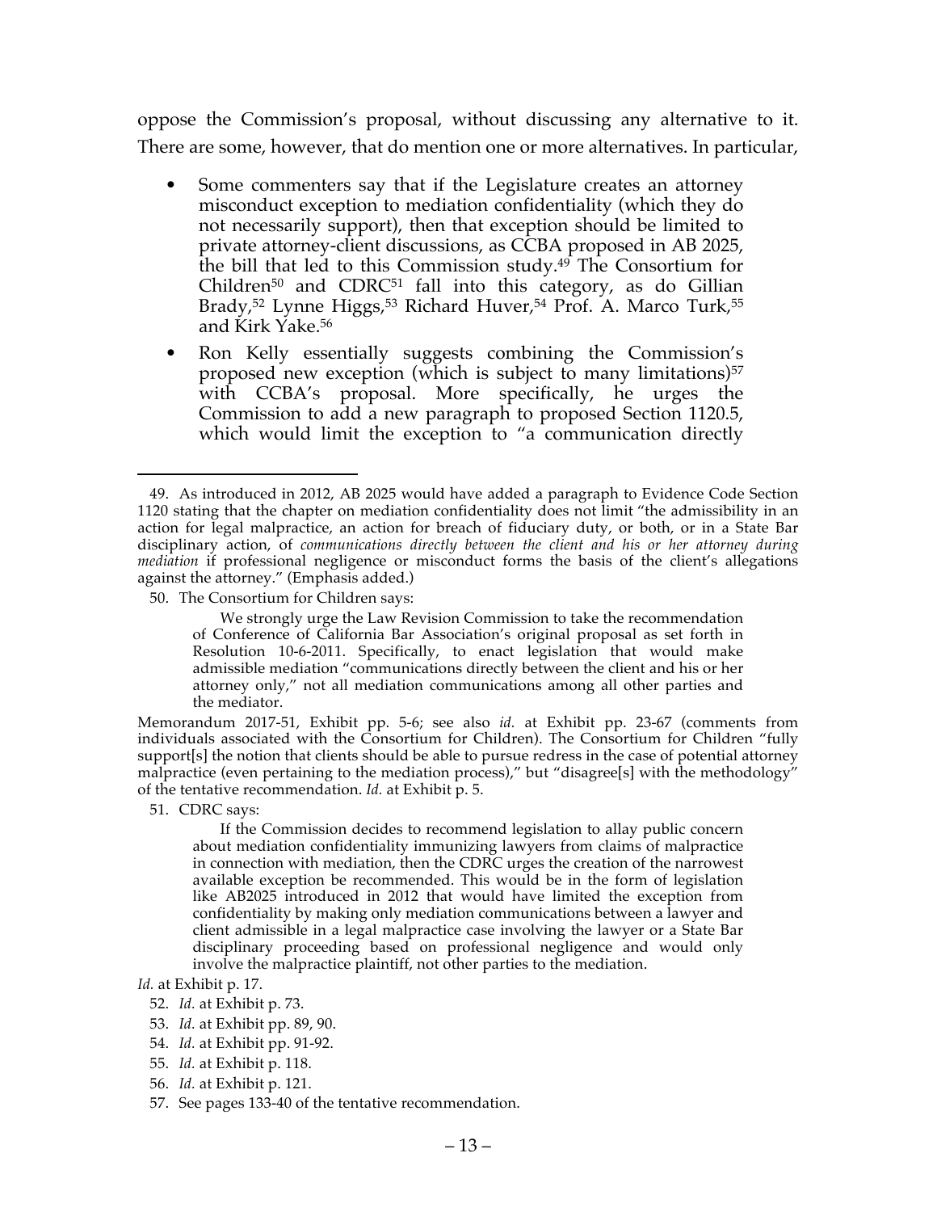oppose the Commission's proposal, without discussing any alternative to it. There are some, however, that do mention one or more alternatives. In particular,

- Some commenters say that if the Legislature creates an attorney misconduct exception to mediation confidentiality (which they do not necessarily support), then that exception should be limited to private attorney-client discussions, as CCBA proposed in AB 2025, the bill that led to this Commission study.[49] The Consortium for Children[50] and CDRC[51] fall into this category, as do Gillian Brady,[52] Lynne Higgs,[53] Richard Huver,[54] Prof. A. Marco Turk,[55] and Kirk Yake.[56]
- Ron Kelly essentially suggests combining the Commission's proposed new exception (which is subject to many limitations)[57] with CCBA's proposal. More specifically, he urges the Commission to add a new paragraph to proposed Section 1120.5, which would limit the exception to "a communication directly

---

49. As introduced in 2012, AB 2025 would have added a paragraph to Evidence Code Section 1120 stating that the chapter on mediation confidentiality does not limit "the admissibility in an action for legal malpractice, an action for breach of fiduciary duty, or both, or in a State Bar disciplinary action, of *communications directly between the client and his or her attorney during mediation* if professional negligence or misconduct forms the basis of the client's allegations against the attorney." (Emphasis added.)

50. The Consortium for Children says:

> We strongly urge the Law Revision Commission to take the recommendation of Conference of California Bar Association's original proposal as set forth in Resolution 10-6-2011. Specifically, to enact legislation that would make admissible mediation "communications directly between the client and his or her attorney only," not all mediation communications among all other parties and the mediator.

Memorandum 2017-51, Exhibit pp. 5-6; see also *id.* at Exhibit pp. 23-67 (comments from individuals associated with the Consortium for Children). The Consortium for Children "fully support[s] the notion that clients should be able to pursue redress in the case of potential attorney malpractice (even pertaining to the mediation process)," but "disagree[s] with the methodology" of the tentative recommendation. *Id.* at Exhibit p. 5.

51. CDRC says:

> If the Commission decides to recommend legislation to allay public concern about mediation confidentiality immunizing lawyers from claims of malpractice in connection with mediation, then the CDRC urges the creation of the narrowest available exception be recommended. This would be in the form of legislation like AB2025 introduced in 2012 that would have limited the exception from confidentiality by making only mediation communications between a lawyer and client admissible in a legal malpractice case involving the lawyer or a State Bar disciplinary proceeding based on professional negligence and would only involve the malpractice plaintiff, not other parties to the mediation.

*Id.* at Exhibit p. 17.

52. *Id.* at Exhibit p. 73.

53. *Id.* at Exhibit pp. 89, 90.

54. *Id.* at Exhibit pp. 91-92.

55. *Id.* at Exhibit p. 118.

56. *Id.* at Exhibit p. 121.

57. See pages 133-40 of the tentative recommendation.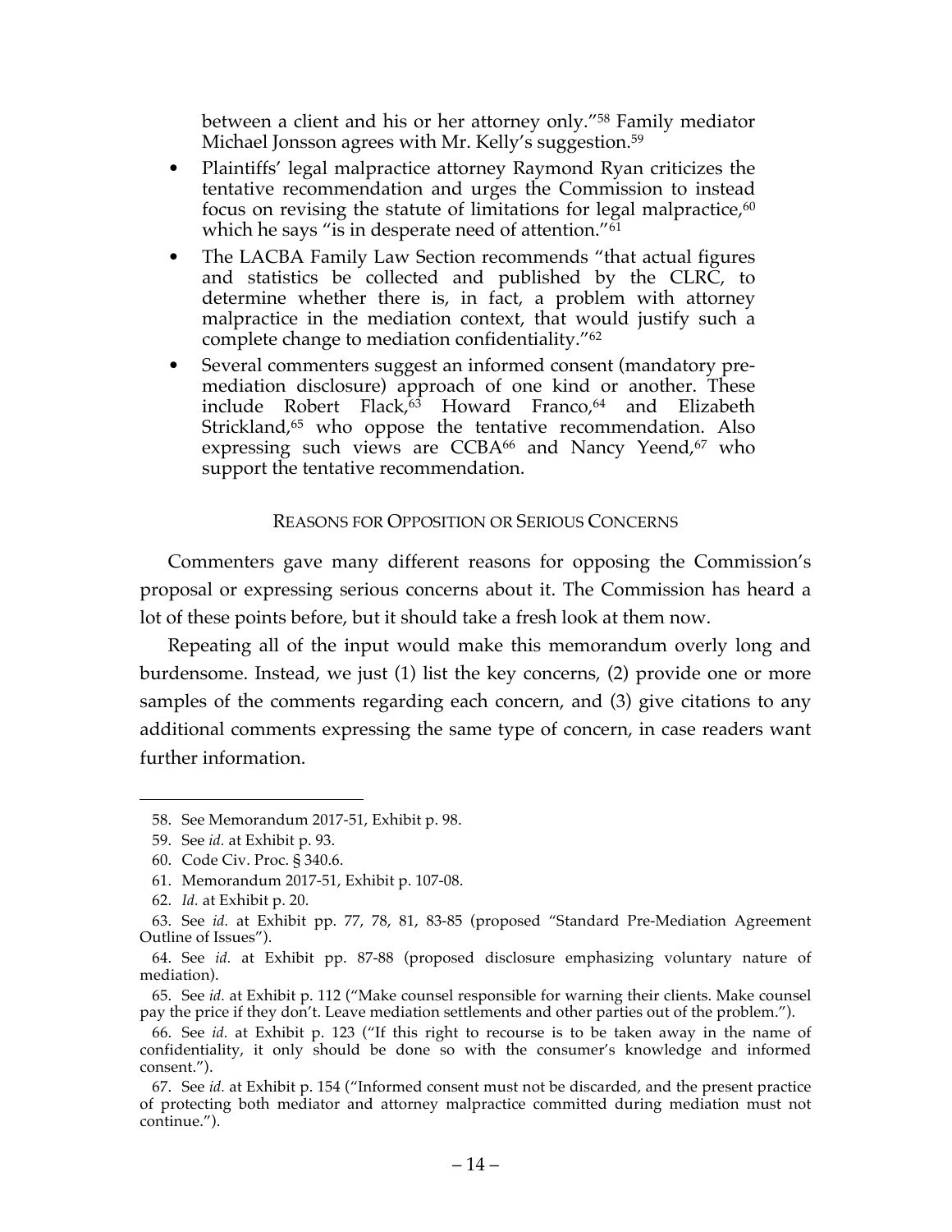between a client and his or her attorney only."[58] Family mediator Michael Jonsson agrees with Mr. Kelly's suggestion.[59]

- Plaintiffs' legal malpractice attorney Raymond Ryan criticizes the tentative recommendation and urges the Commission to instead focus on revising the statute of limitations for legal malpractice,[60] which he says "is in desperate need of attention."[61]
- The LACBA Family Law Section recommends "that actual figures and statistics be collected and published by the CLRC, to determine whether there is, in fact, a problem with attorney malpractice in the mediation context, that would justify such a complete change to mediation confidentiality."[62]
- Several commenters suggest an informed consent (mandatory pre-mediation disclosure) approach of one kind or another. These include Robert Flack,[63] Howard Franco,[64] and Elizabeth Strickland,[65] who oppose the tentative recommendation. Also expressing such views are CCBA[66] and Nancy Yeend,[67] who support the tentative recommendation.

## REASONS FOR OPPOSITION OR SERIOUS CONCERNS

Commenters gave many different reasons for opposing the Commission's proposal or expressing serious concerns about it. The Commission has heard a lot of these points before, but it should take a fresh look at them now.

Repeating all of the input would make this memorandum overly long and burdensome. Instead, we just (1) list the key concerns, (2) provide one or more samples of the comments regarding each concern, and (3) give citations to any additional comments expressing the same type of concern, in case readers want further information.

---

58. See Memorandum 2017-51, Exhibit p. 98.

59. See *id.* at Exhibit p. 93.

60. Code Civ. Proc. § 340.6.

61. Memorandum 2017-51, Exhibit p. 107-08.

62. *Id.* at Exhibit p. 20.

63. See *id.* at Exhibit pp. 77, 78, 81, 83-85 (proposed "Standard Pre-Mediation Agreement Outline of Issues").

64. See *id.* at Exhibit pp. 87-88 (proposed disclosure emphasizing voluntary nature of mediation).

65. See *id.* at Exhibit p. 112 ("Make counsel responsible for warning their clients. Make counsel pay the price if they don't. Leave mediation settlements and other parties out of the problem.").

66. See *id.* at Exhibit p. 123 ("If this right to recourse is to be taken away in the name of confidentiality, it only should be done so with the consumer's knowledge and informed consent.").

67. See *id.* at Exhibit p. 154 ("Informed consent must not be discarded, and the present practice of protecting both mediator and attorney malpractice committed during mediation must not continue.").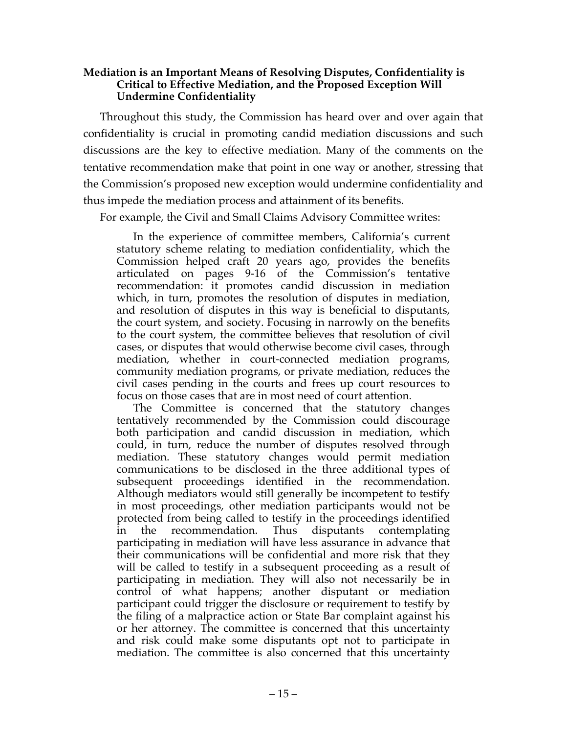### Mediation is an Important Means of Resolving Disputes, Confidentiality is Critical to Effective Mediation, and the Proposed Exception Will Undermine Confidentiality

Throughout this study, the Commission has heard over and over again that confidentiality is crucial in promoting candid mediation discussions and such discussions are the key to effective mediation. Many of the comments on the tentative recommendation make that point in one way or another, stressing that the Commission's proposed new exception would undermine confidentiality and thus impede the mediation process and attainment of its benefits.

For example, the Civil and Small Claims Advisory Committee writes:

> In the experience of committee members, California's current statutory scheme relating to mediation confidentiality, which the Commission helped craft 20 years ago, provides the benefits articulated on pages 9-16 of the Commission's tentative recommendation: it promotes candid discussion in mediation which, in turn, promotes the resolution of disputes in mediation, and resolution of disputes in this way is beneficial to disputants, the court system, and society. Focusing in narrowly on the benefits to the court system, the committee believes that resolution of civil cases, or disputes that would otherwise become civil cases, through mediation, whether in court-connected mediation programs, community mediation programs, or private mediation, reduces the civil cases pending in the courts and frees up court resources to focus on those cases that are in most need of court attention.
>
> The Committee is concerned that the statutory changes tentatively recommended by the Commission could discourage both participation and candid discussion in mediation, which could, in turn, reduce the number of disputes resolved through mediation. These statutory changes would permit mediation communications to be disclosed in the three additional types of subsequent proceedings identified in the recommendation. Although mediators would still generally be incompetent to testify in most proceedings, other mediation participants would not be protected from being called to testify in the proceedings identified in the recommendation. Thus disputants contemplating participating in mediation will have less assurance in advance that their communications will be confidential and more risk that they will be called to testify in a subsequent proceeding as a result of participating in mediation. They will also not necessarily be in control of what happens; another disputant or mediation participant could trigger the disclosure or requirement to testify by the filing of a malpractice action or State Bar complaint against his or her attorney. The committee is concerned that this uncertainty and risk could make some disputants opt not to participate in mediation. The committee is also concerned that this uncertainty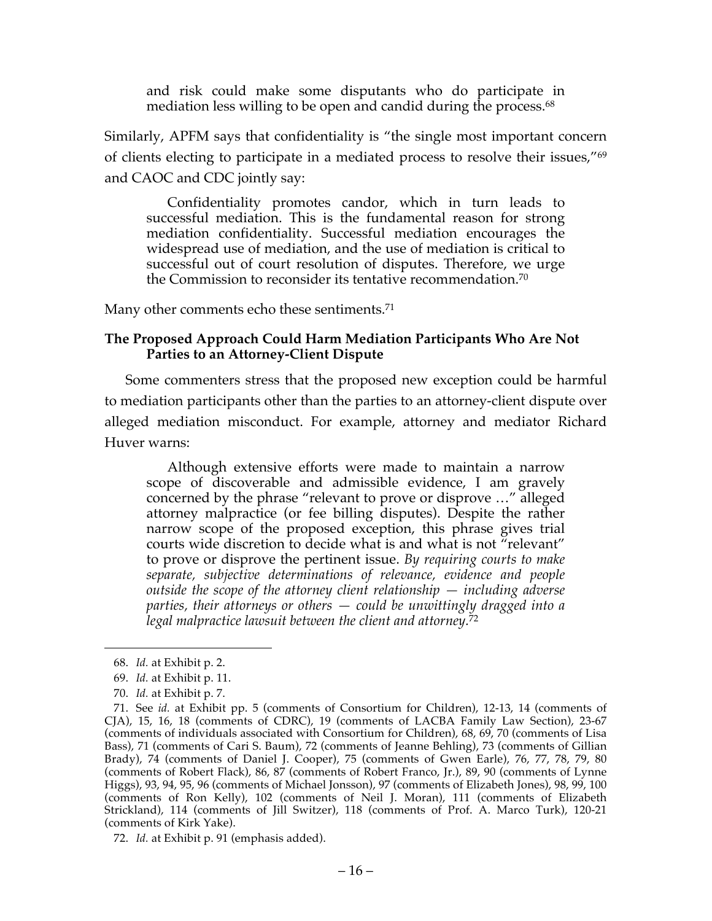> and risk could make some disputants who do participate in mediation less willing to be open and candid during the process.[68]

Similarly, APFM says that confidentiality is "the single most important concern of clients electing to participate in a mediated process to resolve their issues,"[69] and CAOC and CDC jointly say:

> Confidentiality promotes candor, which in turn leads to successful mediation. This is the fundamental reason for strong mediation confidentiality. Successful mediation encourages the widespread use of mediation, and the use of mediation is critical to successful out of court resolution of disputes. Therefore, we urge the Commission to reconsider its tentative recommendation.[70]

Many other comments echo these sentiments.[71]

**The Proposed Approach Could Harm Mediation Participants Who Are Not Parties to an Attorney-Client Dispute**

Some commenters stress that the proposed new exception could be harmful to mediation participants other than the parties to an attorney-client dispute over alleged mediation misconduct. For example, attorney and mediator Richard Huver warns:

> Although extensive efforts were made to maintain a narrow scope of discoverable and admissible evidence, I am gravely concerned by the phrase "relevant to prove or disprove …" alleged attorney malpractice (or fee billing disputes). Despite the rather narrow scope of the proposed exception, this phrase gives trial courts wide discretion to decide what is and what is not "relevant" to prove or disprove the pertinent issue. *By requiring courts to make separate, subjective determinations of relevance, evidence and people outside the scope of the attorney client relationship — including adverse parties, their attorneys or others — could be unwittingly dragged into a legal malpractice lawsuit between the client and attorney.*[72]

---

68. *Id.* at Exhibit p. 2.

69. *Id.* at Exhibit p. 11.

70. *Id.* at Exhibit p. 7.

71. See *id.* at Exhibit pp. 5 (comments of Consortium for Children), 12-13, 14 (comments of CJA), 15, 16, 18 (comments of CDRC), 19 (comments of LACBA Family Law Section), 23-67 (comments of individuals associated with Consortium for Children), 68, 69, 70 (comments of Lisa Bass), 71 (comments of Cari S. Baum), 72 (comments of Jeanne Behling), 73 (comments of Gillian Brady), 74 (comments of Daniel J. Cooper), 75 (comments of Gwen Earle), 76, 77, 78, 79, 80 (comments of Robert Flack), 86, 87 (comments of Robert Franco, Jr.), 89, 90 (comments of Lynne Higgs), 93, 94, 95, 96 (comments of Michael Jonsson), 97 (comments of Elizabeth Jones), 98, 99, 100 (comments of Ron Kelly), 102 (comments of Neil J. Moran), 111 (comments of Elizabeth Strickland), 114 (comments of Jill Switzer), 118 (comments of Prof. A. Marco Turk), 120-21 (comments of Kirk Yake).

72. *Id.* at Exhibit p. 91 (emphasis added).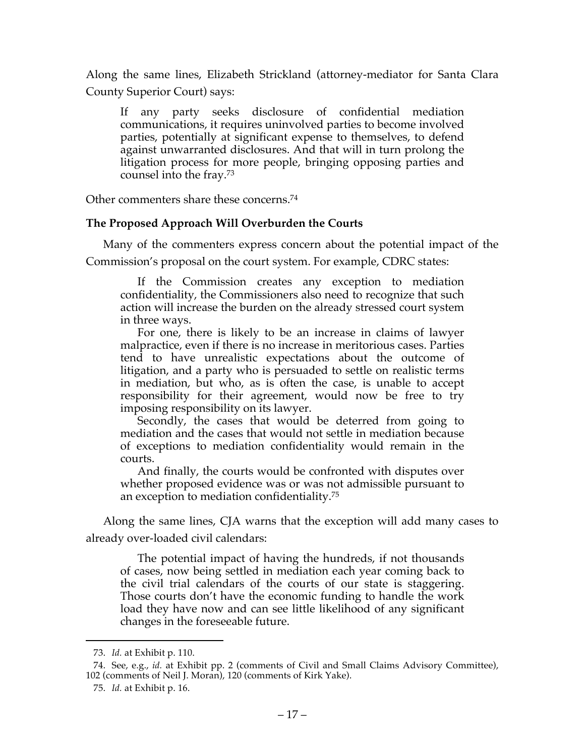Along the same lines, Elizabeth Strickland (attorney-mediator for Santa Clara County Superior Court) says:

> If any party seeks disclosure of confidential mediation communications, it requires uninvolved parties to become involved parties, potentially at significant expense to themselves, to defend against unwarranted disclosures. And that will in turn prolong the litigation process for more people, bringing opposing parties and counsel into the fray.[73]

Other commenters share these concerns.[74]

**The Proposed Approach Will Overburden the Courts**

Many of the commenters express concern about the potential impact of the Commission's proposal on the court system. For example, CDRC states:

> If the Commission creates any exception to mediation confidentiality, the Commissioners also need to recognize that such action will increase the burden on the already stressed court system in three ways.
>
> For one, there is likely to be an increase in claims of lawyer malpractice, even if there is no increase in meritorious cases. Parties tend to have unrealistic expectations about the outcome of litigation, and a party who is persuaded to settle on realistic terms in mediation, but who, as is often the case, is unable to accept responsibility for their agreement, would now be free to try imposing responsibility on its lawyer.
>
> Secondly, the cases that would be deterred from going to mediation and the cases that would not settle in mediation because of exceptions to mediation confidentiality would remain in the courts.
>
> And finally, the courts would be confronted with disputes over whether proposed evidence was or was not admissible pursuant to an exception to mediation confidentiality.[75]

Along the same lines, CJA warns that the exception will add many cases to already over-loaded civil calendars:

> The potential impact of having the hundreds, if not thousands of cases, now being settled in mediation each year coming back to the civil trial calendars of the courts of our state is staggering. Those courts don't have the economic funding to handle the work load they have now and can see little likelihood of any significant changes in the foreseeable future.

---

73. *Id.* at Exhibit p. 110.

74. See, e.g., *id.* at Exhibit pp. 2 (comments of Civil and Small Claims Advisory Committee), 102 (comments of Neil J. Moran), 120 (comments of Kirk Yake).

75. *Id.* at Exhibit p. 16.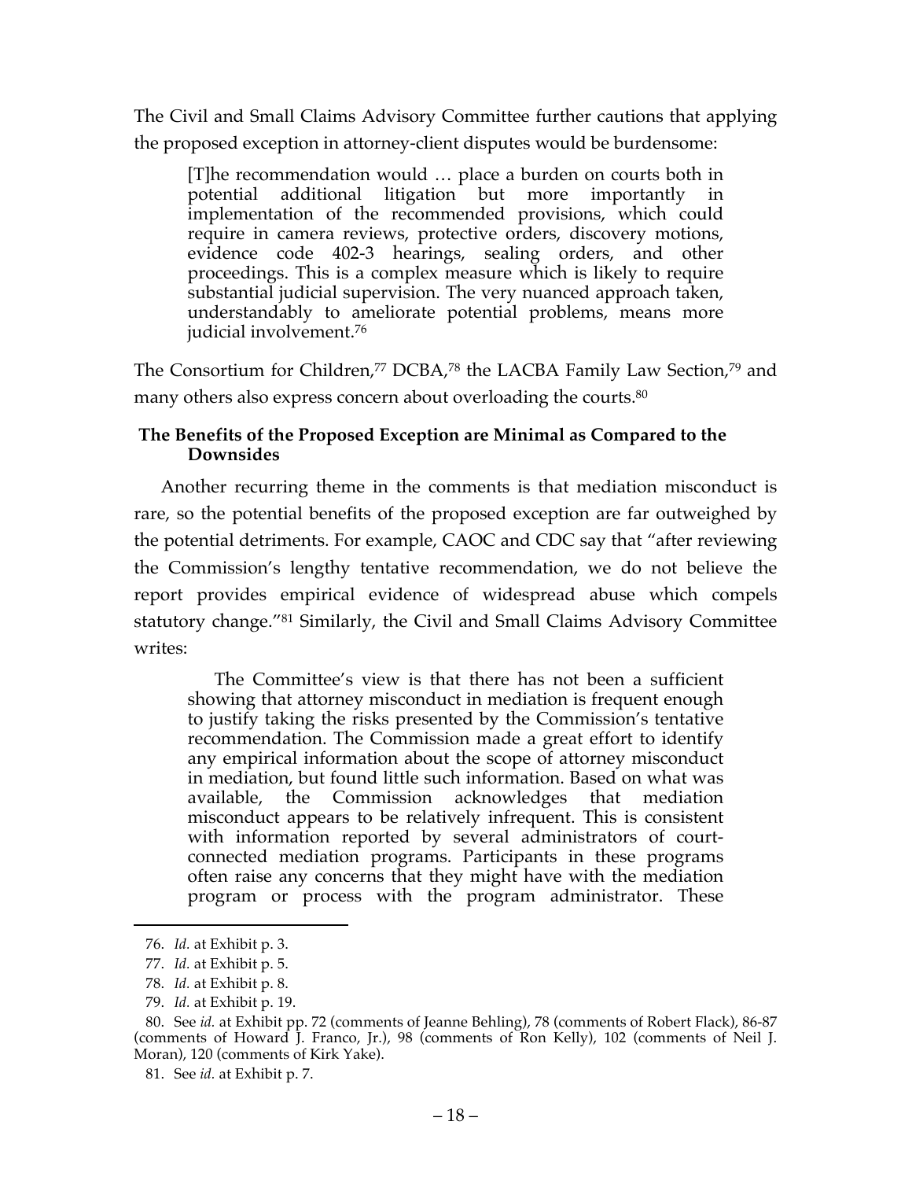The Civil and Small Claims Advisory Committee further cautions that applying the proposed exception in attorney-client disputes would be burdensome:

> [T]he recommendation would … place a burden on courts both in potential additional litigation but more importantly in implementation of the recommended provisions, which could require in camera reviews, protective orders, discovery motions, evidence code 402-3 hearings, sealing orders, and other proceedings. This is a complex measure which is likely to require substantial judicial supervision. The very nuanced approach taken, understandably to ameliorate potential problems, means more judicial involvement.[76]

The Consortium for Children,[77] DCBA,[78] the LACBA Family Law Section,[79] and many others also express concern about overloading the courts.[80]

### The Benefits of the Proposed Exception are Minimal as Compared to the Downsides

Another recurring theme in the comments is that mediation misconduct is rare, so the potential benefits of the proposed exception are far outweighed by the potential detriments. For example, CAOC and CDC say that "after reviewing the Commission's lengthy tentative recommendation, we do not believe the report provides empirical evidence of widespread abuse which compels statutory change."[81] Similarly, the Civil and Small Claims Advisory Committee writes:

> The Committee's view is that there has not been a sufficient showing that attorney misconduct in mediation is frequent enough to justify taking the risks presented by the Commission's tentative recommendation. The Commission made a great effort to identify any empirical information about the scope of attorney misconduct in mediation, but found little such information. Based on what was available, the Commission acknowledges that mediation misconduct appears to be relatively infrequent. This is consistent with information reported by several administrators of court-connected mediation programs. Participants in these programs often raise any concerns that they might have with the mediation program or process with the program administrator. These

---

76. *Id.* at Exhibit p. 3.

77. *Id.* at Exhibit p. 5.

78. *Id.* at Exhibit p. 8.

79. *Id.* at Exhibit p. 19.

80. See *id.* at Exhibit pp. 72 (comments of Jeanne Behling), 78 (comments of Robert Flack), 86-87 (comments of Howard J. Franco, Jr.), 98 (comments of Ron Kelly), 102 (comments of Neil J. Moran), 120 (comments of Kirk Yake).

81. See *id.* at Exhibit p. 7.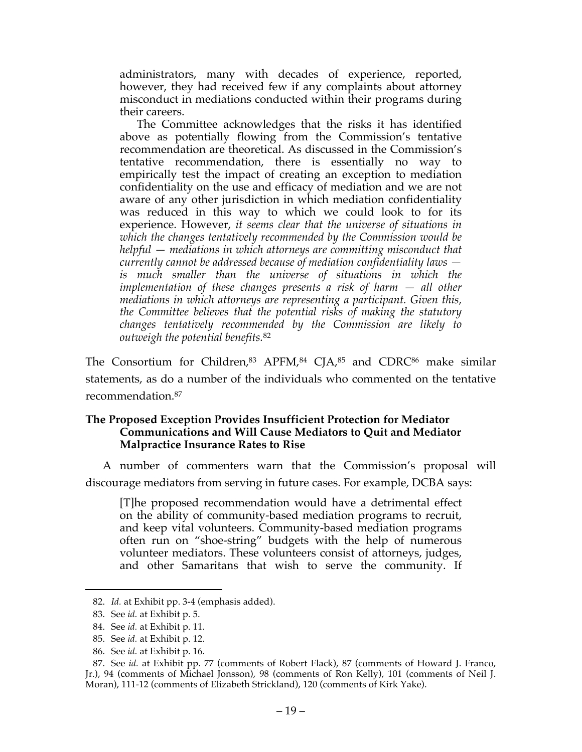> administrators, many with decades of experience, reported, however, they had received few if any complaints about attorney misconduct in mediations conducted within their programs during their careers.
>
> The Committee acknowledges that the risks it has identified above as potentially flowing from the Commission's tentative recommendation are theoretical. As discussed in the Commission's tentative recommendation, there is essentially no way to empirically test the impact of creating an exception to mediation confidentiality on the use and efficacy of mediation and we are not aware of any other jurisdiction in which mediation confidentiality was reduced in this way to which we could look to for its experience. However, *it seems clear that the universe of situations in which the changes tentatively recommended by the Commission would be helpful — mediations in which attorneys are committing misconduct that currently cannot be addressed because of mediation confidentiality laws — is much smaller than the universe of situations in which the implementation of these changes presents a risk of harm — all other mediations in which attorneys are representing a participant. Given this, the Committee believes that the potential risks of making the statutory changes tentatively recommended by the Commission are likely to outweigh the potential benefits.*[82]

The Consortium for Children,[83] APFM,[84] CJA,[85] and CDRC[86] make similar statements, as do a number of the individuals who commented on the tentative recommendation.[87]

### The Proposed Exception Provides Insufficient Protection for Mediator Communications and Will Cause Mediators to Quit and Mediator Malpractice Insurance Rates to Rise

A number of commenters warn that the Commission's proposal will discourage mediators from serving in future cases. For example, DCBA says:

> [T]he proposed recommendation would have a detrimental effect on the ability of community-based mediation programs to recruit, and keep vital volunteers. Community-based mediation programs often run on "shoe-string" budgets with the help of numerous volunteer mediators. These volunteers consist of attorneys, judges, and other Samaritans that wish to serve the community. If

---

82. *Id.* at Exhibit pp. 3-4 (emphasis added).

83. See *id.* at Exhibit p. 5.

84. See *id.* at Exhibit p. 11.

85. See *id.* at Exhibit p. 12.

86. See *id.* at Exhibit p. 16.

87. See *id.* at Exhibit pp. 77 (comments of Robert Flack), 87 (comments of Howard J. Franco, Jr.), 94 (comments of Michael Jonsson), 98 (comments of Ron Kelly), 101 (comments of Neil J. Moran), 111-12 (comments of Elizabeth Strickland), 120 (comments of Kirk Yake).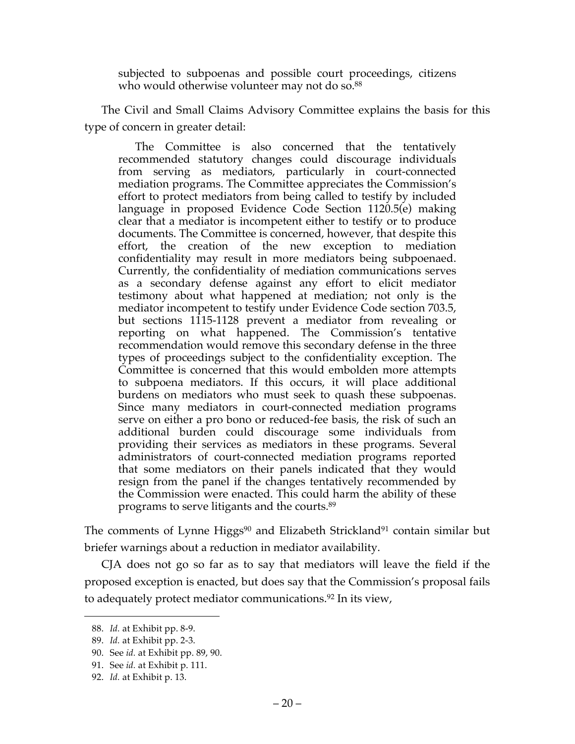> subjected to subpoenas and possible court proceedings, citizens who would otherwise volunteer may not do so.[88]

The Civil and Small Claims Advisory Committee explains the basis for this type of concern in greater detail:

> The Committee is also concerned that the tentatively recommended statutory changes could discourage individuals from serving as mediators, particularly in court-connected mediation programs. The Committee appreciates the Commission's effort to protect mediators from being called to testify by included language in proposed Evidence Code Section 1120.5(e) making clear that a mediator is incompetent either to testify or to produce documents. The Committee is concerned, however, that despite this effort, the creation of the new exception to mediation confidentiality may result in more mediators being subpoenaed. Currently, the confidentiality of mediation communications serves as a secondary defense against any effort to elicit mediator testimony about what happened at mediation; not only is the mediator incompetent to testify under Evidence Code section 703.5, but sections 1115-1128 prevent a mediator from revealing or reporting on what happened. The Commission's tentative recommendation would remove this secondary defense in the three types of proceedings subject to the confidentiality exception. The Committee is concerned that this would embolden more attempts to subpoena mediators. If this occurs, it will place additional burdens on mediators who must seek to quash these subpoenas. Since many mediators in court-connected mediation programs serve on either a pro bono or reduced-fee basis, the risk of such an additional burden could discourage some individuals from providing their services as mediators in these programs. Several administrators of court-connected mediation programs reported that some mediators on their panels indicated that they would resign from the panel if the changes tentatively recommended by the Commission were enacted. This could harm the ability of these programs to serve litigants and the courts.[89]

The comments of Lynne Higgs[90] and Elizabeth Strickland[91] contain similar but briefer warnings about a reduction in mediator availability.

CJA does not go so far as to say that mediators will leave the field if the proposed exception is enacted, but does say that the Commission's proposal fails to adequately protect mediator communications.[92] In its view,

88. *Id.* at Exhibit pp. 8-9.

89. *Id.* at Exhibit pp. 2-3.

90. See *id.* at Exhibit pp. 89, 90.

91. See *id.* at Exhibit p. 111.

92. *Id.* at Exhibit p. 13.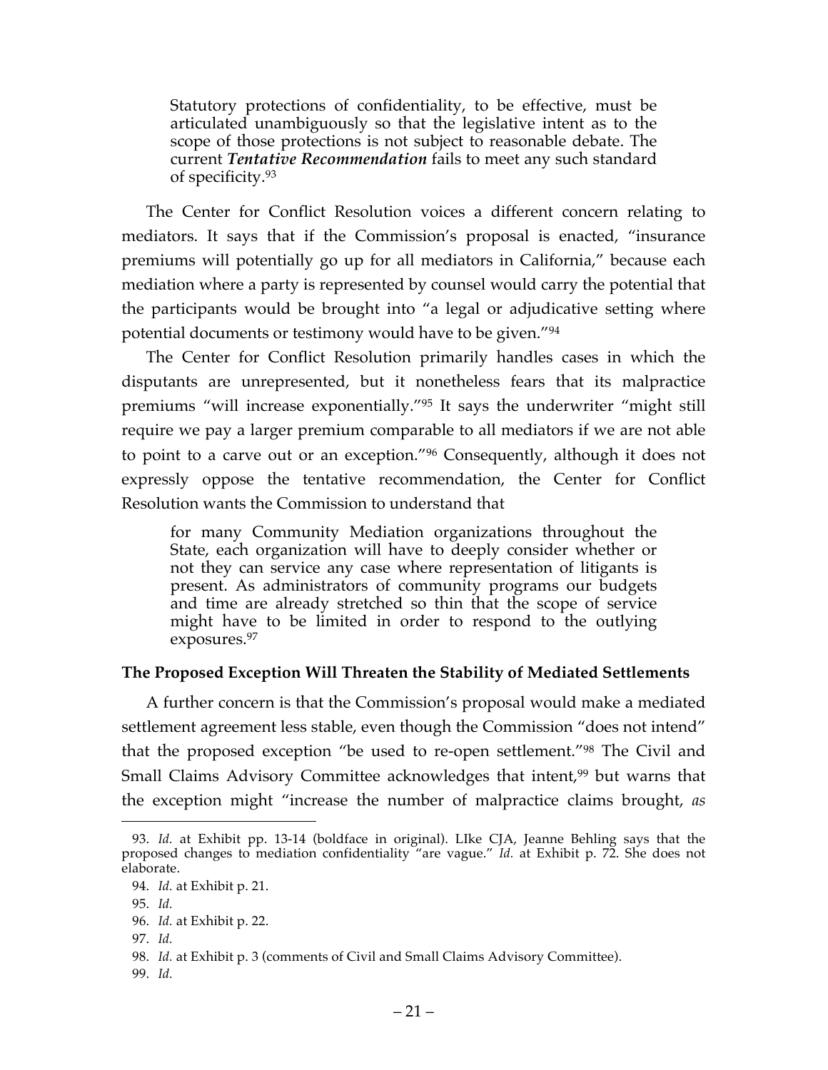> Statutory protections of confidentiality, to be effective, must be articulated unambiguously so that the legislative intent as to the scope of those protections is not subject to reasonable debate. The current ***Tentative Recommendation*** fails to meet any such standard of specificity.[93]

The Center for Conflict Resolution voices a different concern relating to mediators. It says that if the Commission's proposal is enacted, "insurance premiums will potentially go up for all mediators in California," because each mediation where a party is represented by counsel would carry the potential that the participants would be brought into "a legal or adjudicative setting where potential documents or testimony would have to be given."[94]

The Center for Conflict Resolution primarily handles cases in which the disputants are unrepresented, but it nonetheless fears that its malpractice premiums "will increase exponentially."[95] It says the underwriter "might still require we pay a larger premium comparable to all mediators if we are not able to point to a carve out or an exception."[96] Consequently, although it does not expressly oppose the tentative recommendation, the Center for Conflict Resolution wants the Commission to understand that

> for many Community Mediation organizations throughout the State, each organization will have to deeply consider whether or not they can service any case where representation of litigants is present. As administrators of community programs our budgets and time are already stretched so thin that the scope of service might have to be limited in order to respond to the outlying exposures.[97]

### The Proposed Exception Will Threaten the Stability of Mediated Settlements

A further concern is that the Commission's proposal would make a mediated settlement agreement less stable, even though the Commission "does not intend" that the proposed exception "be used to re-open settlement."[98] The Civil and Small Claims Advisory Committee acknowledges that intent,[99] but warns that the exception might "increase the number of malpractice claims brought, *as*

---

93. *Id.* at Exhibit pp. 13-14 (boldface in original). LIke CJA, Jeanne Behling says that the proposed changes to mediation confidentiality "are vague." *Id.* at Exhibit p. 72. She does not elaborate.

94. *Id.* at Exhibit p. 21.

95. *Id.*

96. *Id.* at Exhibit p. 22.

97. *Id.*

98. *Id.* at Exhibit p. 3 (comments of Civil and Small Claims Advisory Committee).

99. *Id.*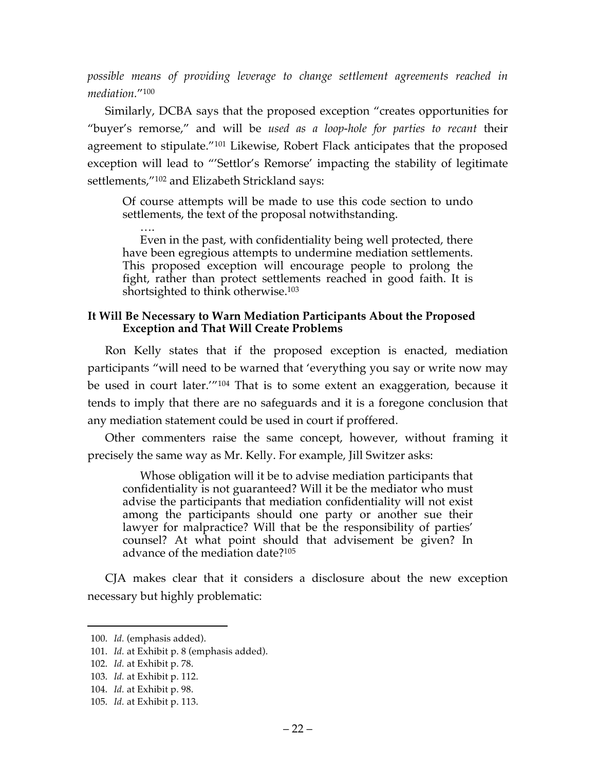*possible means of providing leverage to change settlement agreements reached in mediation*."[100]

Similarly, DCBA says that the proposed exception "creates opportunities for "buyer's remorse," and will be *used as a loop-hole for parties to recant* their agreement to stipulate."[101] Likewise, Robert Flack anticipates that the proposed exception will lead to "'Settlor's Remorse' impacting the stability of legitimate settlements,"[102] and Elizabeth Strickland says:

> Of course attempts will be made to use this code section to undo settlements, the text of the proposal notwithstanding.
>
> ….
>
> Even in the past, with confidentiality being well protected, there have been egregious attempts to undermine mediation settlements. This proposed exception will encourage people to prolong the fight, rather than protect settlements reached in good faith. It is shortsighted to think otherwise.[103]

**It Will Be Necessary to Warn Mediation Participants About the Proposed Exception and That Will Create Problems**

Ron Kelly states that if the proposed exception is enacted, mediation participants "will need to be warned that 'everything you say or write now may be used in court later.'"[104] That is to some extent an exaggeration, because it tends to imply that there are no safeguards and it is a foregone conclusion that any mediation statement could be used in court if proffered.

Other commenters raise the same concept, however, without framing it precisely the same way as Mr. Kelly. For example, Jill Switzer asks:

> Whose obligation will it be to advise mediation participants that confidentiality is not guaranteed? Will it be the mediator who must advise the participants that mediation confidentiality will not exist among the participants should one party or another sue their lawyer for malpractice? Will that be the responsibility of parties' counsel? At what point should that advisement be given? In advance of the mediation date?[105]

CJA makes clear that it considers a disclosure about the new exception necessary but highly problematic:

---

100. *Id.* (emphasis added).
101. *Id.* at Exhibit p. 8 (emphasis added).
102. *Id.* at Exhibit p. 78.
103. *Id.* at Exhibit p. 112.
104. *Id.* at Exhibit p. 98.
105. *Id.* at Exhibit p. 113.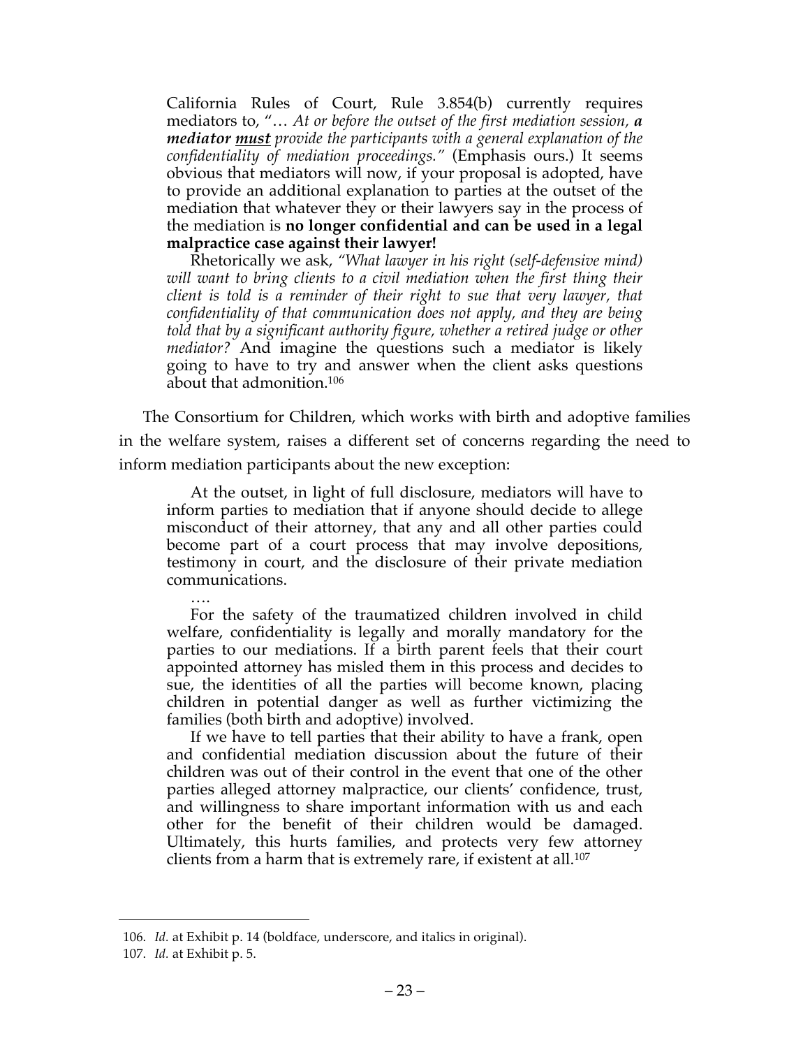> California Rules of Court, Rule 3.854(b) currently requires mediators to, "… *At or before the outset of the first mediation session, **a mediator <u>must</u>** provide the participants with a general explanation of the confidentiality of mediation proceedings."* (Emphasis ours.) It seems obvious that mediators will now, if your proposal is adopted, have to provide an additional explanation to parties at the outset of the mediation that whatever they or their lawyers say in the process of the mediation is **no longer confidential and can be used in a legal malpractice case against their lawyer!**
>
> Rhetorically we ask, *"What lawyer in his right (self-defensive mind) will want to bring clients to a civil mediation when the first thing their client is told is a reminder of their right to sue that very lawyer, that confidentiality of that communication does not apply, and they are being told that by a significant authority figure, whether a retired judge or other mediator?* And imagine the questions such a mediator is likely going to have to try and answer when the client asks questions about that admonition.[106]

The Consortium for Children, which works with birth and adoptive families in the welfare system, raises a different set of concerns regarding the need to inform mediation participants about the new exception:

> At the outset, in light of full disclosure, mediators will have to inform parties to mediation that if anyone should decide to allege misconduct of their attorney, that any and all other parties could become part of a court process that may involve depositions, testimony in court, and the disclosure of their private mediation communications.
>
> ….
>
> For the safety of the traumatized children involved in child welfare, confidentiality is legally and morally mandatory for the parties to our mediations. If a birth parent feels that their court appointed attorney has misled them in this process and decides to sue, the identities of all the parties will become known, placing children in potential danger as well as further victimizing the families (both birth and adoptive) involved.
>
> If we have to tell parties that their ability to have a frank, open and confidential mediation discussion about the future of their children was out of their control in the event that one of the other parties alleged attorney malpractice, our clients' confidence, trust, and willingness to share important information with us and each other for the benefit of their children would be damaged. Ultimately, this hurts families, and protects very few attorney clients from a harm that is extremely rare, if existent at all.[107]

---

106. *Id.* at Exhibit p. 14 (boldface, underscore, and italics in original).

107. *Id.* at Exhibit p. 5.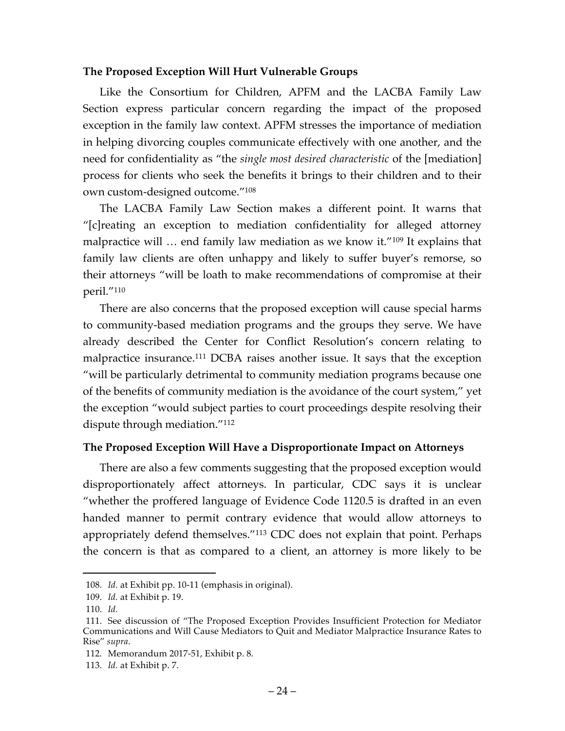**The Proposed Exception Will Hurt Vulnerable Groups**

Like the Consortium for Children, APFM and the LACBA Family Law Section express particular concern regarding the impact of the proposed exception in the family law context. APFM stresses the importance of mediation in helping divorcing couples communicate effectively with one another, and the need for confidentiality as "the *single most desired characteristic* of the [mediation] process for clients who seek the benefits it brings to their children and to their own custom-designed outcome."[108]

The LACBA Family Law Section makes a different point. It warns that "[c]reating an exception to mediation confidentiality for alleged attorney malpractice will … end family law mediation as we know it."[109] It explains that family law clients are often unhappy and likely to suffer buyer's remorse, so their attorneys "will be loath to make recommendations of compromise at their peril."[110]

There are also concerns that the proposed exception will cause special harms to community-based mediation programs and the groups they serve. We have already described the Center for Conflict Resolution's concern relating to malpractice insurance.[111] DCBA raises another issue. It says that the exception "will be particularly detrimental to community mediation programs because one of the benefits of community mediation is the avoidance of the court system," yet the exception "would subject parties to court proceedings despite resolving their dispute through mediation."[112]

**The Proposed Exception Will Have a Disproportionate Impact on Attorneys**

There are also a few comments suggesting that the proposed exception would disproportionately affect attorneys. In particular, CDC says it is unclear "whether the proffered language of Evidence Code 1120.5 is drafted in an even handed manner to permit contrary evidence that would allow attorneys to appropriately defend themselves."[113] CDC does not explain that point. Perhaps the concern is that as compared to a client, an attorney is more likely to be

---

108. *Id.* at Exhibit pp. 10-11 (emphasis in original).

109. *Id.* at Exhibit p. 19.

110. *Id.*

111. See discussion of "The Proposed Exception Provides Insufficient Protection for Mediator Communications and Will Cause Mediators to Quit and Mediator Malpractice Insurance Rates to Rise" *supra*.

112. Memorandum 2017-51, Exhibit p. 8.

113. *Id.* at Exhibit p. 7.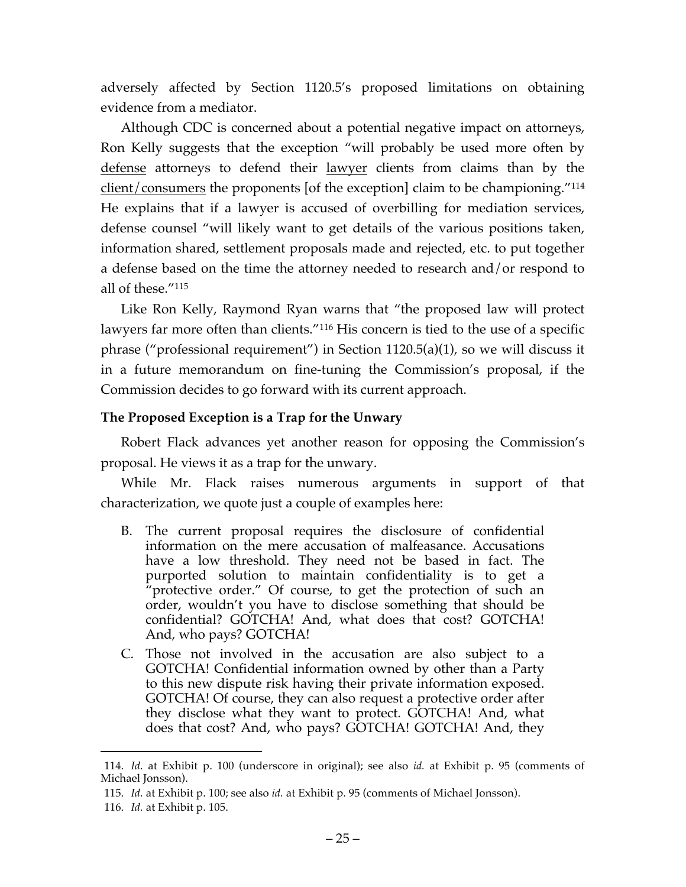adversely affected by Section 1120.5's proposed limitations on obtaining evidence from a mediator.

Although CDC is concerned about a potential negative impact on attorneys, Ron Kelly suggests that the exception "will probably be used more often by <u>defense</u> attorneys to defend their <u>lawyer</u> clients from claims than by the <u>client/consumers</u> the proponents [of the exception] claim to be championing."[114] He explains that if a lawyer is accused of overbilling for mediation services, defense counsel "will likely want to get details of the various positions taken, information shared, settlement proposals made and rejected, etc. to put together a defense based on the time the attorney needed to research and/or respond to all of these."[115]

Like Ron Kelly, Raymond Ryan warns that "the proposed law will protect lawyers far more often than clients."[116] His concern is tied to the use of a specific phrase ("professional requirement") in Section 1120.5(a)(1), so we will discuss it in a future memorandum on fine-tuning the Commission's proposal, if the Commission decides to go forward with its current approach.

**The Proposed Exception is a Trap for the Unwary**

Robert Flack advances yet another reason for opposing the Commission's proposal. He views it as a trap for the unwary.

While Mr. Flack raises numerous arguments in support of that characterization, we quote just a couple of examples here:

> B. The current proposal requires the disclosure of confidential information on the mere accusation of malfeasance. Accusations have a low threshold. They need not be based in fact. The purported solution to maintain confidentiality is to get a "protective order." Of course, to get the protection of such an order, wouldn't you have to disclose something that should be confidential? GOTCHA! And, what does that cost? GOTCHA! And, who pays? GOTCHA!
>
> C. Those not involved in the accusation are also subject to a GOTCHA! Confidential information owned by other than a Party to this new dispute risk having their private information exposed. GOTCHA! Of course, they can also request a protective order after they disclose what they want to protect. GOTCHA! And, what does that cost? And, who pays? GOTCHA! GOTCHA! And, they

---

114. *Id.* at Exhibit p. 100 (underscore in original); see also *id.* at Exhibit p. 95 (comments of Michael Jonsson).

115. *Id.* at Exhibit p. 100; see also *id.* at Exhibit p. 95 (comments of Michael Jonsson).

116. *Id.* at Exhibit p. 105.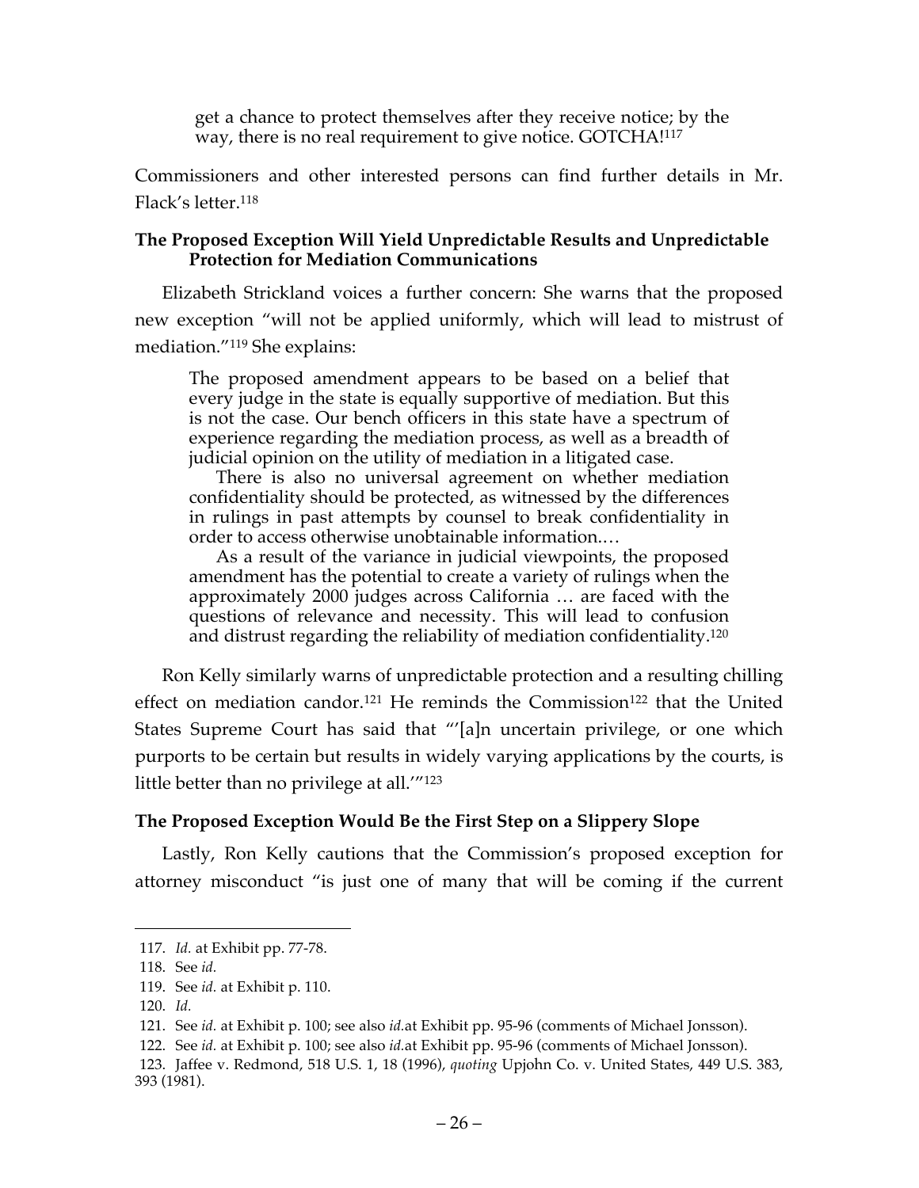> get a chance to protect themselves after they receive notice; by the way, there is no real requirement to give notice. GOTCHA![117]

Commissioners and other interested persons can find further details in Mr. Flack's letter.[118]

**The Proposed Exception Will Yield Unpredictable Results and Unpredictable Protection for Mediation Communications**

Elizabeth Strickland voices a further concern: She warns that the proposed new exception "will not be applied uniformly, which will lead to mistrust of mediation."[119] She explains:

> The proposed amendment appears to be based on a belief that every judge in the state is equally supportive of mediation. But this is not the case. Our bench officers in this state have a spectrum of experience regarding the mediation process, as well as a breadth of judicial opinion on the utility of mediation in a litigated case.
>
> There is also no universal agreement on whether mediation confidentiality should be protected, as witnessed by the differences in rulings in past attempts by counsel to break confidentiality in order to access otherwise unobtainable information.…
>
> As a result of the variance in judicial viewpoints, the proposed amendment has the potential to create a variety of rulings when the approximately 2000 judges across California … are faced with the questions of relevance and necessity. This will lead to confusion and distrust regarding the reliability of mediation confidentiality.[120]

Ron Kelly similarly warns of unpredictable protection and a resulting chilling effect on mediation candor.[121] He reminds the Commission[122] that the United States Supreme Court has said that "'[a]n uncertain privilege, or one which purports to be certain but results in widely varying applications by the courts, is little better than no privilege at all.'"[123]

**The Proposed Exception Would Be the First Step on a Slippery Slope**

Lastly, Ron Kelly cautions that the Commission's proposed exception for attorney misconduct "is just one of many that will be coming if the current

---

117. *Id.* at Exhibit pp. 77-78.

118. See *id.*

119. See *id.* at Exhibit p. 110.

120. *Id.*

121. See *id.* at Exhibit p. 100; see also *id.*at Exhibit pp. 95-96 (comments of Michael Jonsson).

122. See *id.* at Exhibit p. 100; see also *id.*at Exhibit pp. 95-96 (comments of Michael Jonsson).

123. Jaffee v. Redmond, 518 U.S. 1, 18 (1996), *quoting* Upjohn Co. v. United States, 449 U.S. 383, 393 (1981).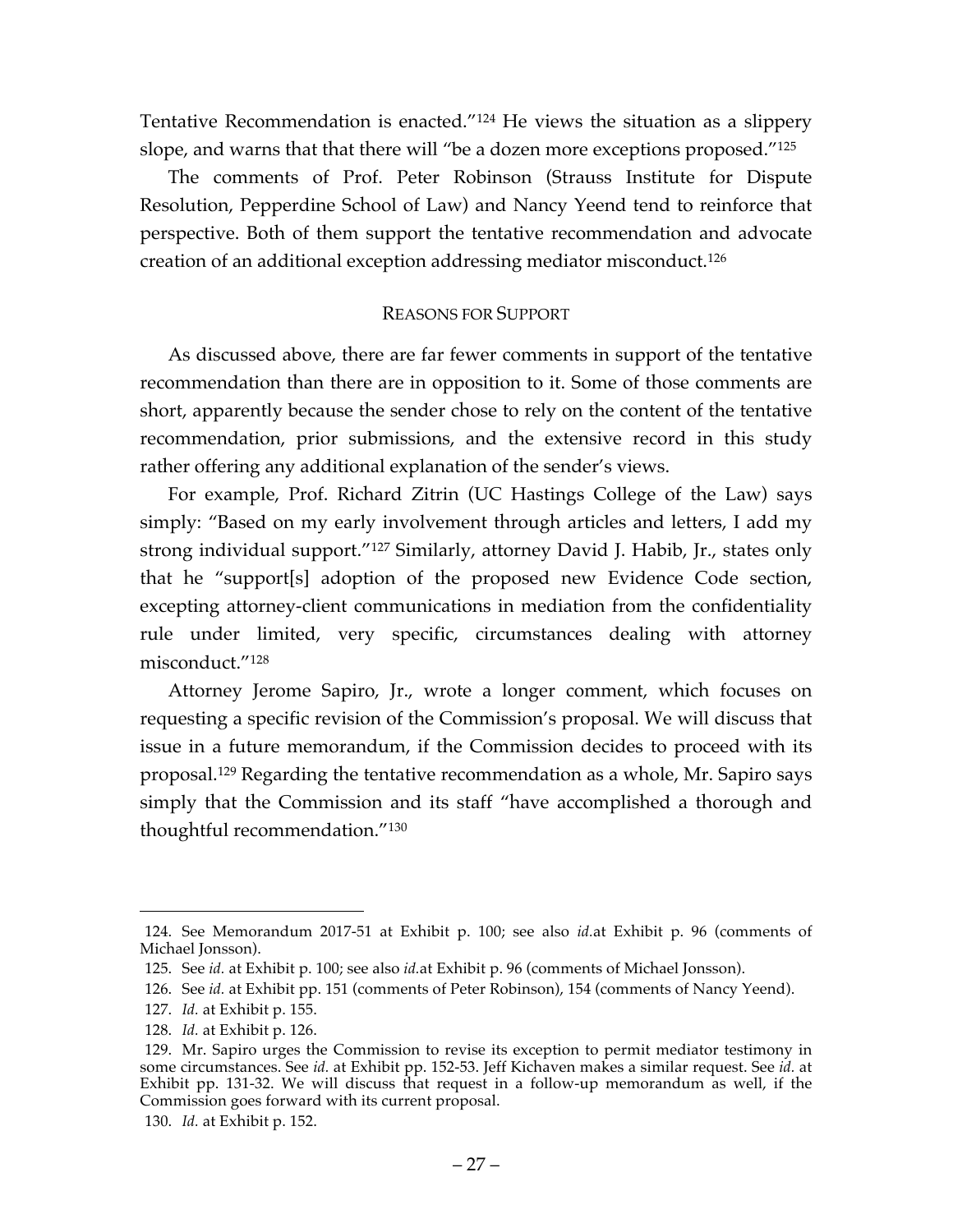Tentative Recommendation is enacted."[124] He views the situation as a slippery slope, and warns that that there will "be a dozen more exceptions proposed."[125]

The comments of Prof. Peter Robinson (Strauss Institute for Dispute Resolution, Pepperdine School of Law) and Nancy Yeend tend to reinforce that perspective. Both of them support the tentative recommendation and advocate creation of an additional exception addressing mediator misconduct.[126]

## REASONS FOR SUPPORT

As discussed above, there are far fewer comments in support of the tentative recommendation than there are in opposition to it. Some of those comments are short, apparently because the sender chose to rely on the content of the tentative recommendation, prior submissions, and the extensive record in this study rather offering any additional explanation of the sender's views.

For example, Prof. Richard Zitrin (UC Hastings College of the Law) says simply: "Based on my early involvement through articles and letters, I add my strong individual support."[127] Similarly, attorney David J. Habib, Jr., states only that he "support[s] adoption of the proposed new Evidence Code section, excepting attorney-client communications in mediation from the confidentiality rule under limited, very specific, circumstances dealing with attorney misconduct."[128]

Attorney Jerome Sapiro, Jr., wrote a longer comment, which focuses on requesting a specific revision of the Commission's proposal. We will discuss that issue in a future memorandum, if the Commission decides to proceed with its proposal.[129] Regarding the tentative recommendation as a whole, Mr. Sapiro says simply that the Commission and its staff "have accomplished a thorough and thoughtful recommendation."[130]

---

124. See Memorandum 2017-51 at Exhibit p. 100; see also *id.*at Exhibit p. 96 (comments of Michael Jonsson).

125. See *id.* at Exhibit p. 100; see also *id.*at Exhibit p. 96 (comments of Michael Jonsson).

126. See *id.* at Exhibit pp. 151 (comments of Peter Robinson), 154 (comments of Nancy Yeend).

127. *Id.* at Exhibit p. 155.

128. *Id.* at Exhibit p. 126.

129. Mr. Sapiro urges the Commission to revise its exception to permit mediator testimony in some circumstances. See *id.* at Exhibit pp. 152-53. Jeff Kichaven makes a similar request. See *id.* at Exhibit pp. 131-32. We will discuss that request in a follow-up memorandum as well, if the Commission goes forward with its current proposal.

130. *Id.* at Exhibit p. 152.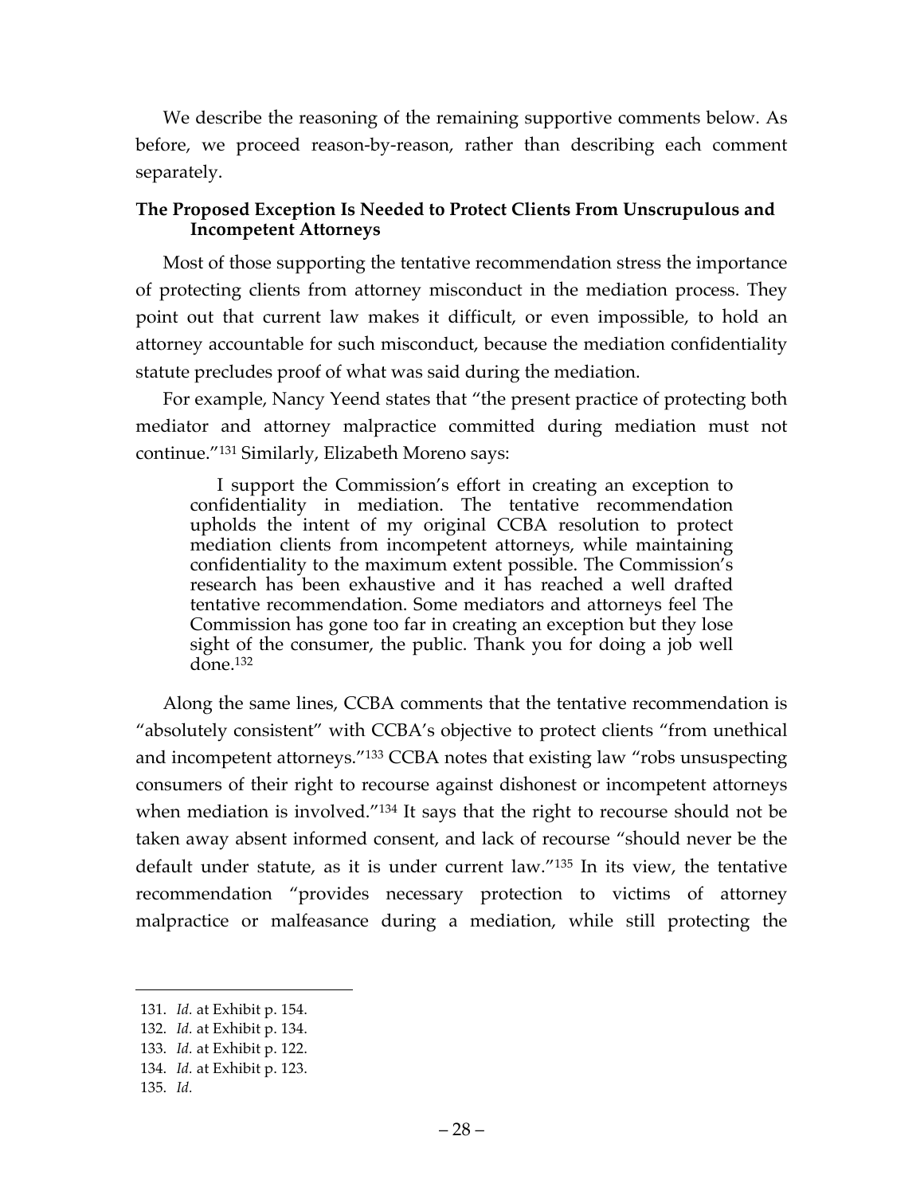We describe the reasoning of the remaining supportive comments below. As before, we proceed reason-by-reason, rather than describing each comment separately.

**The Proposed Exception Is Needed to Protect Clients From Unscrupulous and Incompetent Attorneys**

Most of those supporting the tentative recommendation stress the importance of protecting clients from attorney misconduct in the mediation process. They point out that current law makes it difficult, or even impossible, to hold an attorney accountable for such misconduct, because the mediation confidentiality statute precludes proof of what was said during the mediation.

For example, Nancy Yeend states that "the present practice of protecting both mediator and attorney malpractice committed during mediation must not continue."[131] Similarly, Elizabeth Moreno says:

> I support the Commission's effort in creating an exception to confidentiality in mediation. The tentative recommendation upholds the intent of my original CCBA resolution to protect mediation clients from incompetent attorneys, while maintaining confidentiality to the maximum extent possible. The Commission's research has been exhaustive and it has reached a well drafted tentative recommendation. Some mediators and attorneys feel The Commission has gone too far in creating an exception but they lose sight of the consumer, the public. Thank you for doing a job well done.[132]

Along the same lines, CCBA comments that the tentative recommendation is "absolutely consistent" with CCBA's objective to protect clients "from unethical and incompetent attorneys."[133] CCBA notes that existing law "robs unsuspecting consumers of their right to recourse against dishonest or incompetent attorneys when mediation is involved."[134] It says that the right to recourse should not be taken away absent informed consent, and lack of recourse "should never be the default under statute, as it is under current law."[135] In its view, the tentative recommendation "provides necessary protection to victims of attorney malpractice or malfeasance during a mediation, while still protecting the

131. *Id.* at Exhibit p. 154.
132. *Id.* at Exhibit p. 134.
133. *Id.* at Exhibit p. 122.
134. *Id.* at Exhibit p. 123.
135. *Id.*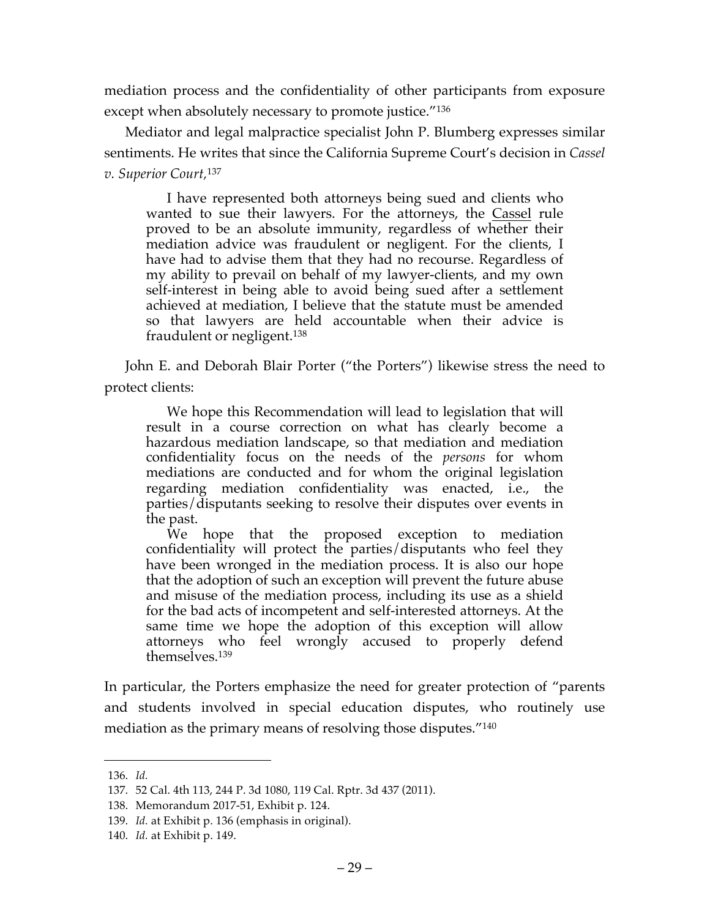mediation process and the confidentiality of other participants from exposure except when absolutely necessary to promote justice."[136]

Mediator and legal malpractice specialist John P. Blumberg expresses similar sentiments. He writes that since the California Supreme Court's decision in *Cassel v. Superior Court*,[137]

> I have represented both attorneys being sued and clients who wanted to sue their lawyers. For the attorneys, the Cassel rule proved to be an absolute immunity, regardless of whether their mediation advice was fraudulent or negligent. For the clients, I have had to advise them that they had no recourse. Regardless of my ability to prevail on behalf of my lawyer-clients, and my own self-interest in being able to avoid being sued after a settlement achieved at mediation, I believe that the statute must be amended so that lawyers are held accountable when their advice is fraudulent or negligent.[138]

John E. and Deborah Blair Porter ("the Porters") likewise stress the need to protect clients:

> We hope this Recommendation will lead to legislation that will result in a course correction on what has clearly become a hazardous mediation landscape, so that mediation and mediation confidentiality focus on the needs of the *persons* for whom mediations are conducted and for whom the original legislation regarding mediation confidentiality was enacted, i.e., the parties/disputants seeking to resolve their disputes over events in the past.
>
> We hope that the proposed exception to mediation confidentiality will protect the parties/disputants who feel they have been wronged in the mediation process. It is also our hope that the adoption of such an exception will prevent the future abuse and misuse of the mediation process, including its use as a shield for the bad acts of incompetent and self-interested attorneys. At the same time we hope the adoption of this exception will allow attorneys who feel wrongly accused to properly defend themselves.[139]

In particular, the Porters emphasize the need for greater protection of "parents and students involved in special education disputes, who routinely use mediation as the primary means of resolving those disputes."[140]

---

136. *Id.*
137. 52 Cal. 4th 113, 244 P. 3d 1080, 119 Cal. Rptr. 3d 437 (2011).
138. Memorandum 2017-51, Exhibit p. 124.
139. *Id.* at Exhibit p. 136 (emphasis in original).
140. *Id.* at Exhibit p. 149.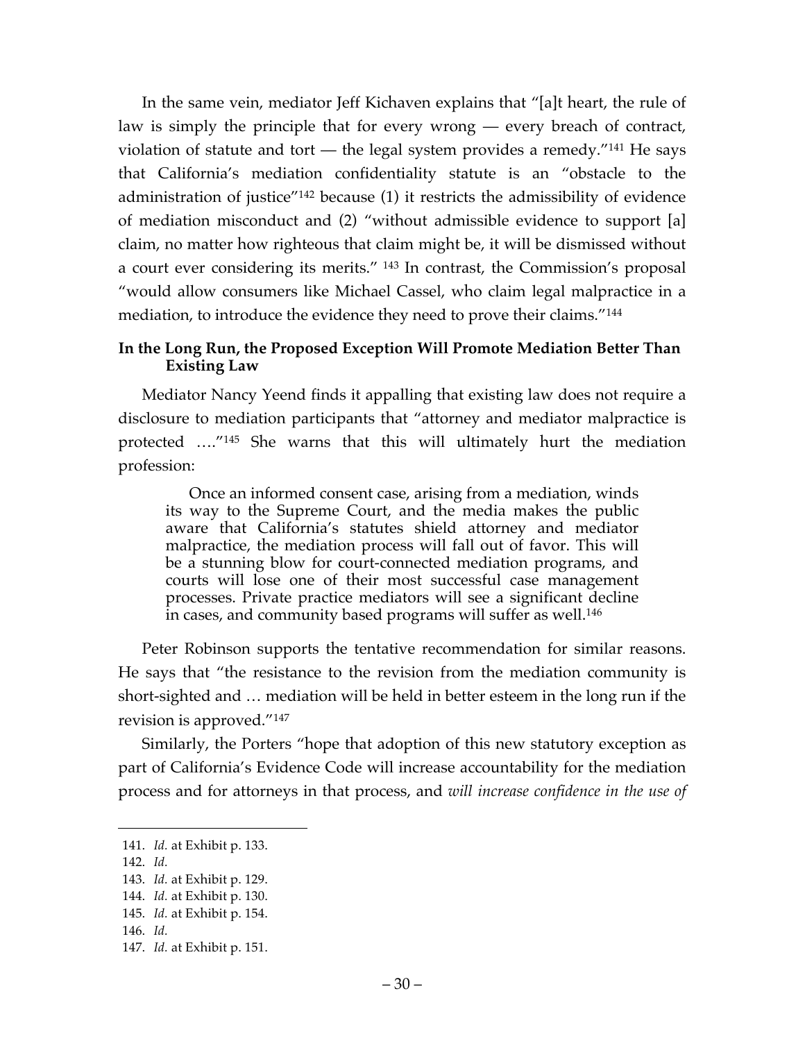In the same vein, mediator Jeff Kichaven explains that "[a]t heart, the rule of law is simply the principle that for every wrong — every breach of contract, violation of statute and tort — the legal system provides a remedy."[141] He says that California's mediation confidentiality statute is an "obstacle to the administration of justice"[142] because (1) it restricts the admissibility of evidence of mediation misconduct and (2) "without admissible evidence to support [a] claim, no matter how righteous that claim might be, it will be dismissed without a court ever considering its merits." [143] In contrast, the Commission's proposal "would allow consumers like Michael Cassel, who claim legal malpractice in a mediation, to introduce the evidence they need to prove their claims."[144]

**In the Long Run, the Proposed Exception Will Promote Mediation Better Than Existing Law**

Mediator Nancy Yeend finds it appalling that existing law does not require a disclosure to mediation participants that "attorney and mediator malpractice is protected …."[145] She warns that this will ultimately hurt the mediation profession:

> Once an informed consent case, arising from a mediation, winds its way to the Supreme Court, and the media makes the public aware that California's statutes shield attorney and mediator malpractice, the mediation process will fall out of favor. This will be a stunning blow for court-connected mediation programs, and courts will lose one of their most successful case management processes. Private practice mediators will see a significant decline in cases, and community based programs will suffer as well.[146]

Peter Robinson supports the tentative recommendation for similar reasons. He says that "the resistance to the revision from the mediation community is short-sighted and … mediation will be held in better esteem in the long run if the revision is approved."[147]

Similarly, the Porters "hope that adoption of this new statutory exception as part of California's Evidence Code will increase accountability for the mediation process and for attorneys in that process, and *will increase confidence in the use of*

---

141. *Id.* at Exhibit p. 133.
142. *Id.*
143. *Id.* at Exhibit p. 129.
144. *Id.* at Exhibit p. 130.
145. *Id.* at Exhibit p. 154.
146. *Id.*
147. *Id.* at Exhibit p. 151.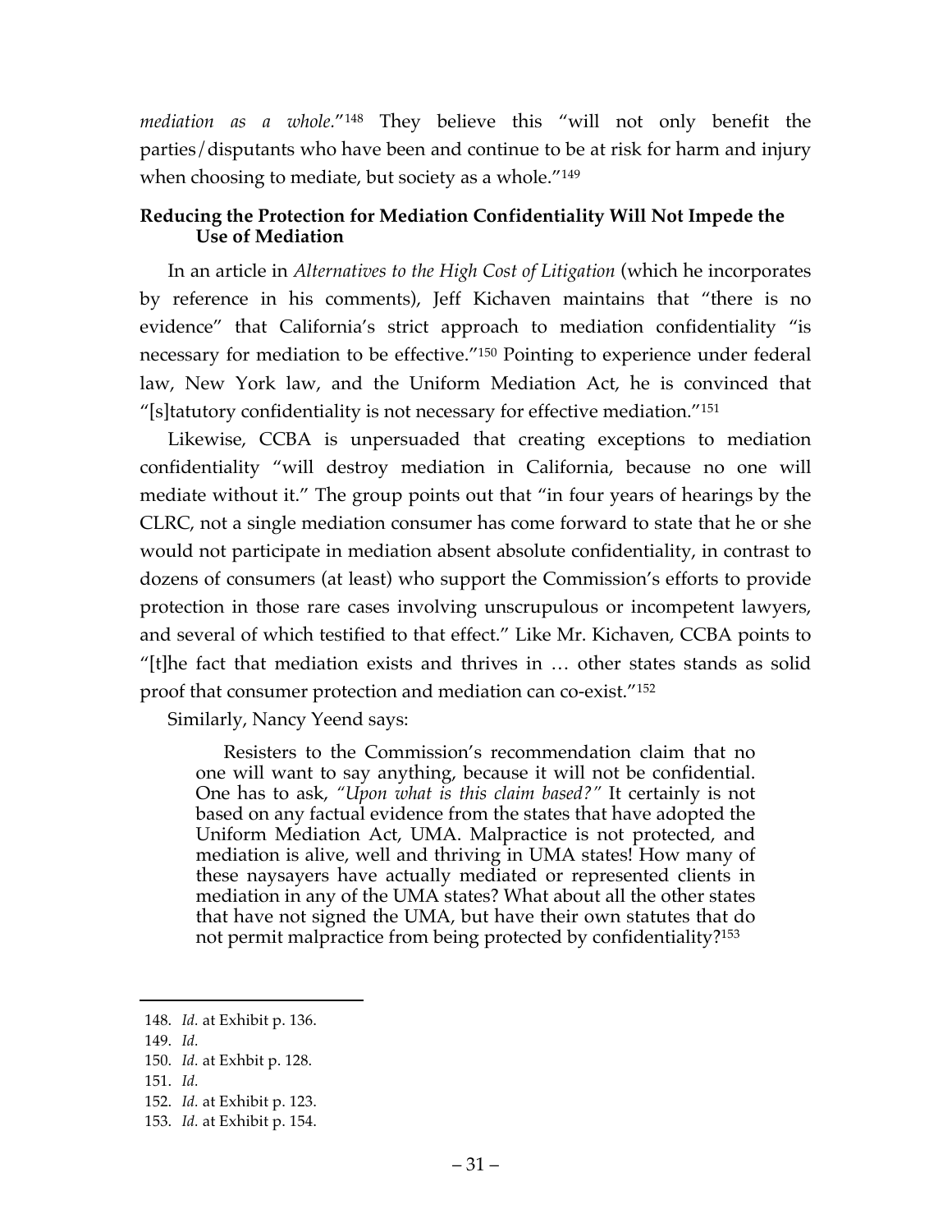*mediation as a whole.*"[148] They believe this "will not only benefit the parties/disputants who have been and continue to be at risk for harm and injury when choosing to mediate, but society as a whole."[149]

**Reducing the Protection for Mediation Confidentiality Will Not Impede the Use of Mediation**

In an article in *Alternatives to the High Cost of Litigation* (which he incorporates by reference in his comments), Jeff Kichaven maintains that "there is no evidence" that California's strict approach to mediation confidentiality "is necessary for mediation to be effective."[150] Pointing to experience under federal law, New York law, and the Uniform Mediation Act, he is convinced that "[s]tatutory confidentiality is not necessary for effective mediation."[151]

Likewise, CCBA is unpersuaded that creating exceptions to mediation confidentiality "will destroy mediation in California, because no one will mediate without it." The group points out that "in four years of hearings by the CLRC, not a single mediation consumer has come forward to state that he or she would not participate in mediation absent absolute confidentiality, in contrast to dozens of consumers (at least) who support the Commission's efforts to provide protection in those rare cases involving unscrupulous or incompetent lawyers, and several of which testified to that effect." Like Mr. Kichaven, CCBA points to "[t]he fact that mediation exists and thrives in … other states stands as solid proof that consumer protection and mediation can co-exist."[152]

Similarly, Nancy Yeend says:

> Resisters to the Commission's recommendation claim that no one will want to say anything, because it will not be confidential. One has to ask, *"Upon what is this claim based?"* It certainly is not based on any factual evidence from the states that have adopted the Uniform Mediation Act, UMA. Malpractice is not protected, and mediation is alive, well and thriving in UMA states! How many of these naysayers have actually mediated or represented clients in mediation in any of the UMA states? What about all the other states that have not signed the UMA, but have their own statutes that do not permit malpractice from being protected by confidentiality?[153]

---

148. *Id.* at Exhibit p. 136.
149. *Id.*
150. *Id.* at Exhbit p. 128.
151. *Id.*
152. *Id.* at Exhibit p. 123.
153. *Id.* at Exhibit p. 154.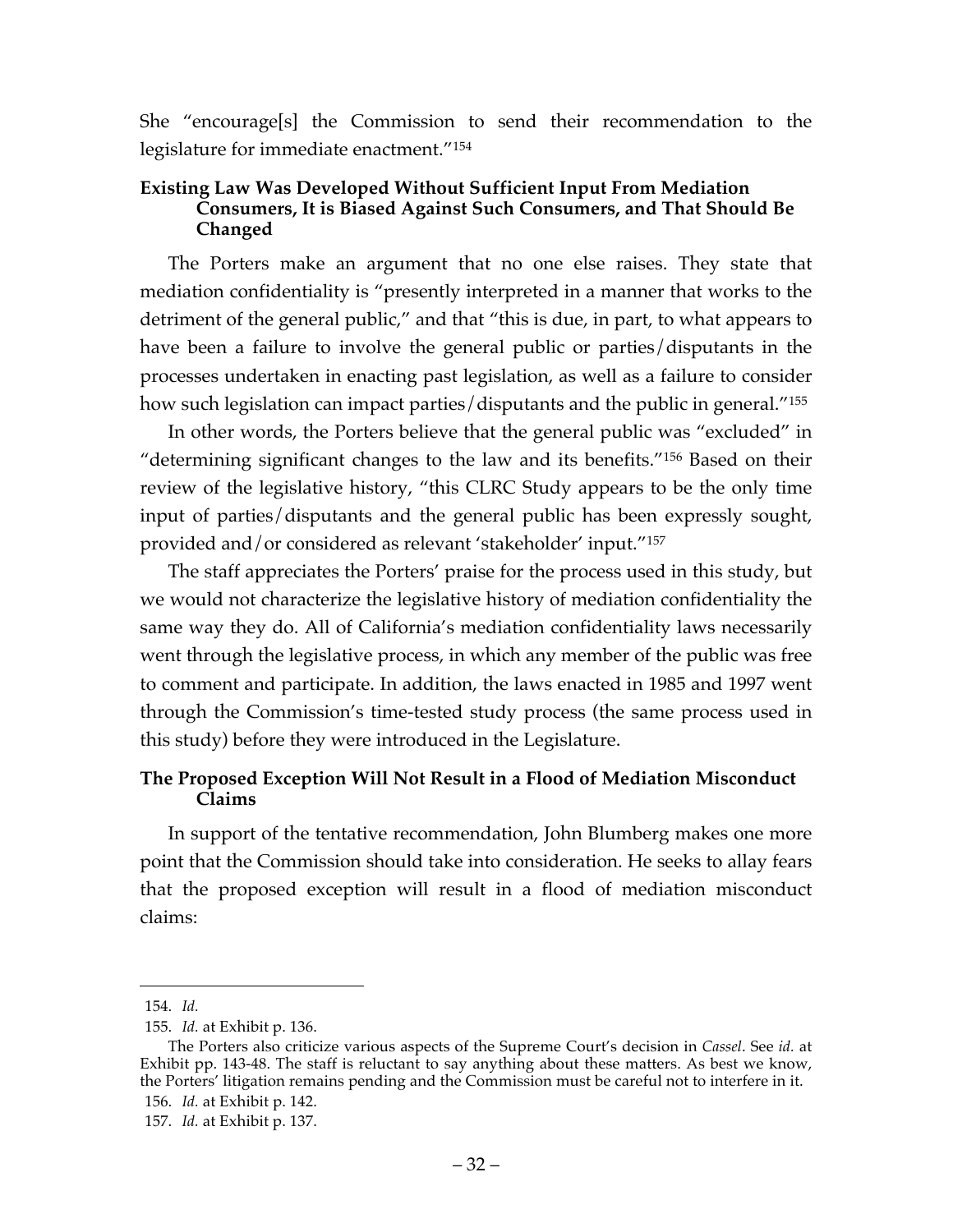She "encourage[s] the Commission to send their recommendation to the legislature for immediate enactment."[154]

### Existing Law Was Developed Without Sufficient Input From Mediation Consumers, It is Biased Against Such Consumers, and That Should Be Changed

The Porters make an argument that no one else raises. They state that mediation confidentiality is "presently interpreted in a manner that works to the detriment of the general public," and that "this is due, in part, to what appears to have been a failure to involve the general public or parties/disputants in the processes undertaken in enacting past legislation, as well as a failure to consider how such legislation can impact parties/disputants and the public in general."[155]

In other words, the Porters believe that the general public was "excluded" in "determining significant changes to the law and its benefits."[156] Based on their review of the legislative history, "this CLRC Study appears to be the only time input of parties/disputants and the general public has been expressly sought, provided and/or considered as relevant 'stakeholder' input."[157]

The staff appreciates the Porters' praise for the process used in this study, but we would not characterize the legislative history of mediation confidentiality the same way they do. All of California's mediation confidentiality laws necessarily went through the legislative process, in which any member of the public was free to comment and participate. In addition, the laws enacted in 1985 and 1997 went through the Commission's time-tested study process (the same process used in this study) before they were introduced in the Legislature.

### The Proposed Exception Will Not Result in a Flood of Mediation Misconduct Claims

In support of the tentative recommendation, John Blumberg makes one more point that the Commission should take into consideration. He seeks to allay fears that the proposed exception will result in a flood of mediation misconduct claims:

---

154. *Id.*

155. *Id.* at Exhibit p. 136.

The Porters also criticize various aspects of the Supreme Court's decision in *Cassel*. See *id.* at Exhibit pp. 143-48. The staff is reluctant to say anything about these matters. As best we know, the Porters' litigation remains pending and the Commission must be careful not to interfere in it.

156. *Id.* at Exhibit p. 142.

157. *Id.* at Exhibit p. 137.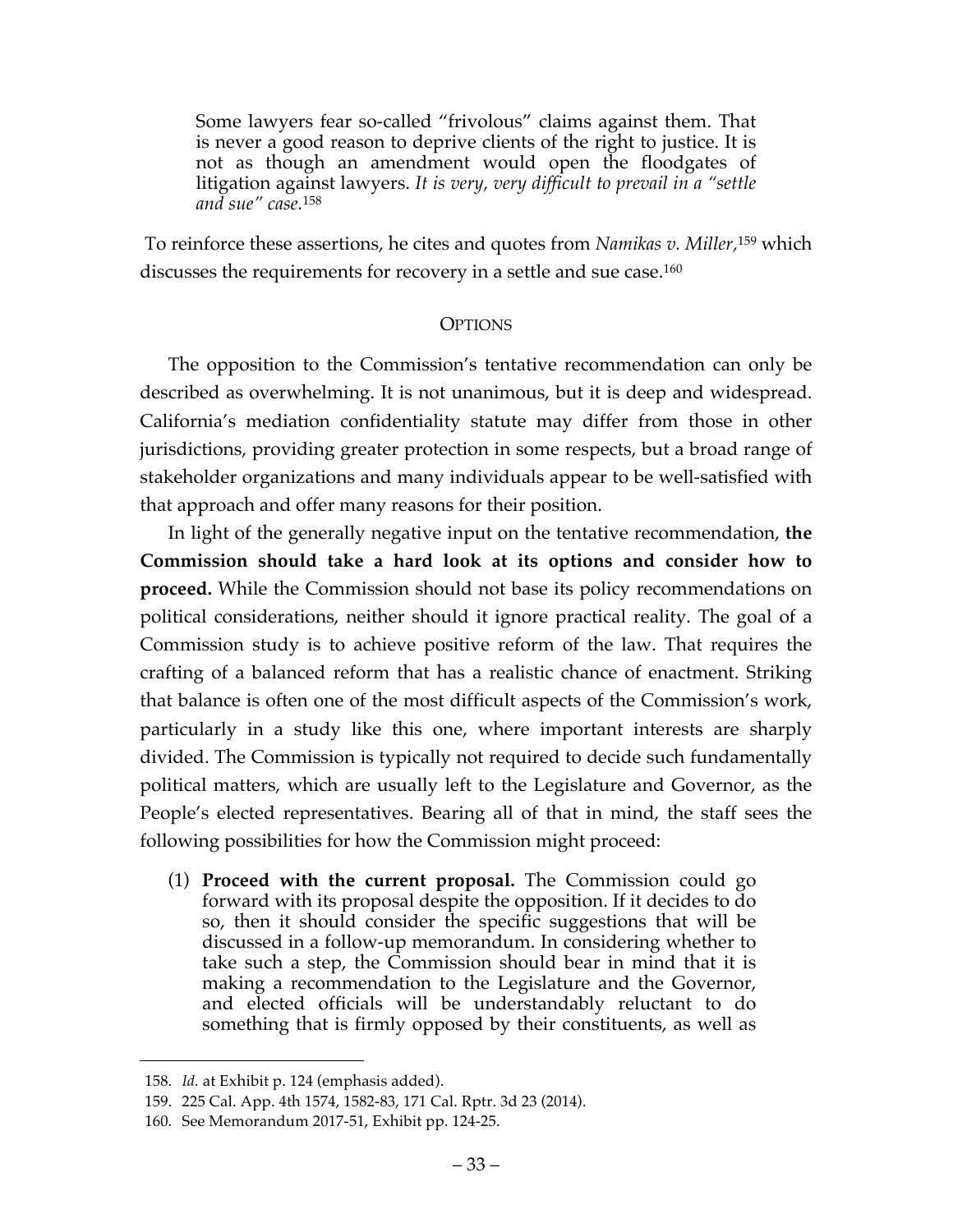> Some lawyers fear so-called "frivolous" claims against them. That is never a good reason to deprive clients of the right to justice. It is not as though an amendment would open the floodgates of litigation against lawyers. *It is very, very difficult to prevail in a "settle and sue" case.*[158]

To reinforce these assertions, he cites and quotes from *Namikas v. Miller*,[159] which discusses the requirements for recovery in a settle and sue case.[160]

## OPTIONS

The opposition to the Commission's tentative recommendation can only be described as overwhelming. It is not unanimous, but it is deep and widespread. California's mediation confidentiality statute may differ from those in other jurisdictions, providing greater protection in some respects, but a broad range of stakeholder organizations and many individuals appear to be well-satisfied with that approach and offer many reasons for their position.

In light of the generally negative input on the tentative recommendation, **the Commission should take a hard look at its options and consider how to proceed.** While the Commission should not base its policy recommendations on political considerations, neither should it ignore practical reality. The goal of a Commission study is to achieve positive reform of the law. That requires the crafting of a balanced reform that has a realistic chance of enactment. Striking that balance is often one of the most difficult aspects of the Commission's work, particularly in a study like this one, where important interests are sharply divided. The Commission is typically not required to decide such fundamentally political matters, which are usually left to the Legislature and Governor, as the People's elected representatives. Bearing all of that in mind, the staff sees the following possibilities for how the Commission might proceed:

(1) **Proceed with the current proposal.** The Commission could go forward with its proposal despite the opposition. If it decides to do so, then it should consider the specific suggestions that will be discussed in a follow-up memorandum. In considering whether to take such a step, the Commission should bear in mind that it is making a recommendation to the Legislature and the Governor, and elected officials will be understandably reluctant to do something that is firmly opposed by their constituents, as well as

---

158. *Id.* at Exhibit p. 124 (emphasis added).

159. 225 Cal. App. 4th 1574, 1582-83, 171 Cal. Rptr. 3d 23 (2014).

160. See Memorandum 2017-51, Exhibit pp. 124-25.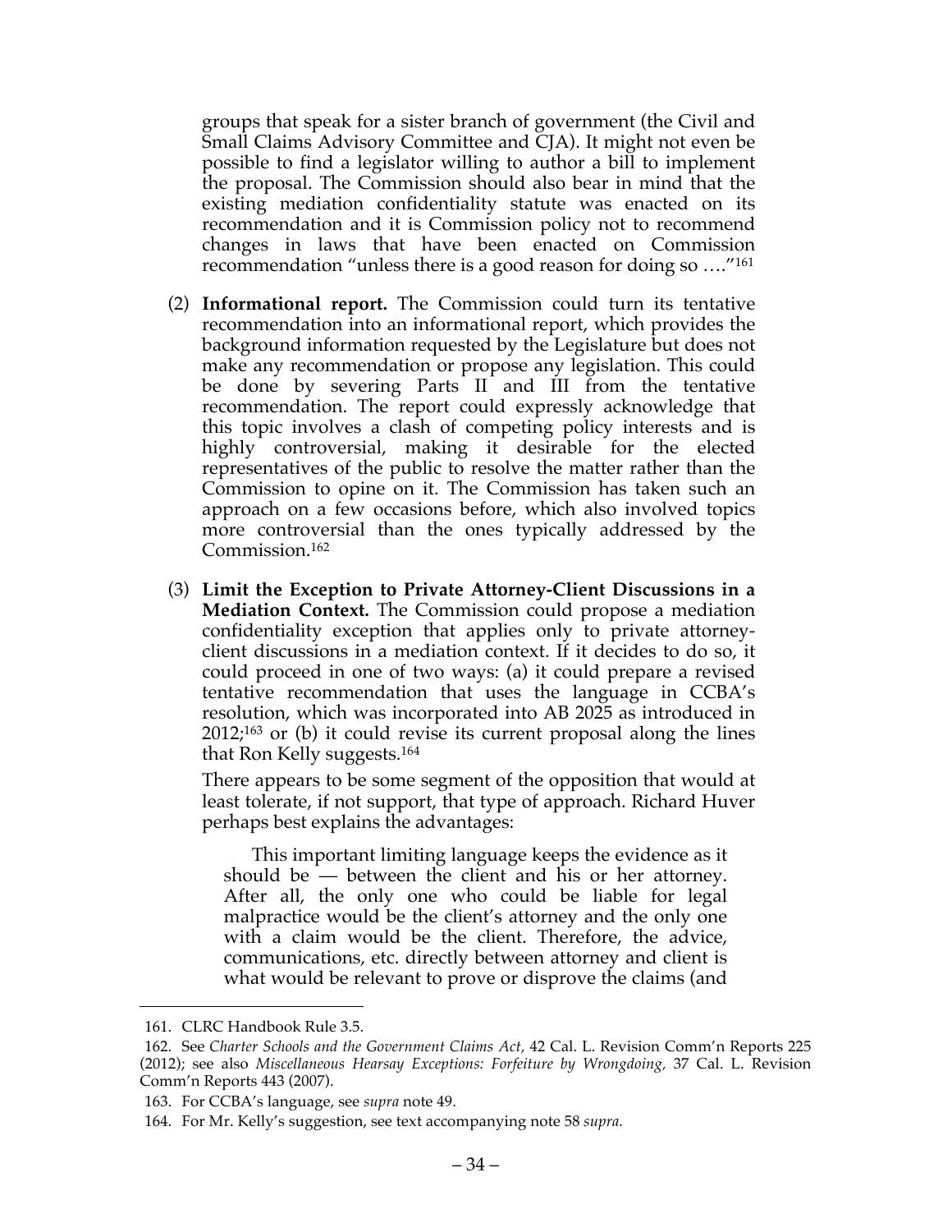groups that speak for a sister branch of government (the Civil and Small Claims Advisory Committee and CJA). It might not even be possible to find a legislator willing to author a bill to implement the proposal. The Commission should also bear in mind that the existing mediation confidentiality statute was enacted on its recommendation and it is Commission policy not to recommend changes in laws that have been enacted on Commission recommendation "unless there is a good reason for doing so …."[161]

(2) **Informational report.** The Commission could turn its tentative recommendation into an informational report, which provides the background information requested by the Legislature but does not make any recommendation or propose any legislation. This could be done by severing Parts II and III from the tentative recommendation. The report could expressly acknowledge that this topic involves a clash of competing policy interests and is highly controversial, making it desirable for the elected representatives of the public to resolve the matter rather than the Commission to opine on it. The Commission has taken such an approach on a few occasions before, which also involved topics more controversial than the ones typically addressed by the Commission.[162]

(3) **Limit the Exception to Private Attorney-Client Discussions in a Mediation Context.** The Commission could propose a mediation confidentiality exception that applies only to private attorney-client discussions in a mediation context. If it decides to do so, it could proceed in one of two ways: (a) it could prepare a revised tentative recommendation that uses the language in CCBA's resolution, which was incorporated into AB 2025 as introduced in 2012;[163] or (b) it could revise its current proposal along the lines that Ron Kelly suggests.[164]

There appears to be some segment of the opposition that would at least tolerate, if not support, that type of approach. Richard Huver perhaps best explains the advantages:

> This important limiting language keeps the evidence as it should be — between the client and his or her attorney. After all, the only one who could be liable for legal malpractice would be the client's attorney and the only one with a claim would be the client. Therefore, the advice, communications, etc. directly between attorney and client is what would be relevant to prove or disprove the claims (and

---

161. CLRC Handbook Rule 3.5.

162. See *Charter Schools and the Government Claims Act,* 42 Cal. L. Revision Comm'n Reports 225 (2012); see also *Miscellaneous Hearsay Exceptions: Forfeiture by Wrongdoing,* 37 Cal. L. Revision Comm'n Reports 443 (2007).

163. For CCBA's language, see *supra* note 49.

164. For Mr. Kelly's suggestion, see text accompanying note 58 *supra.*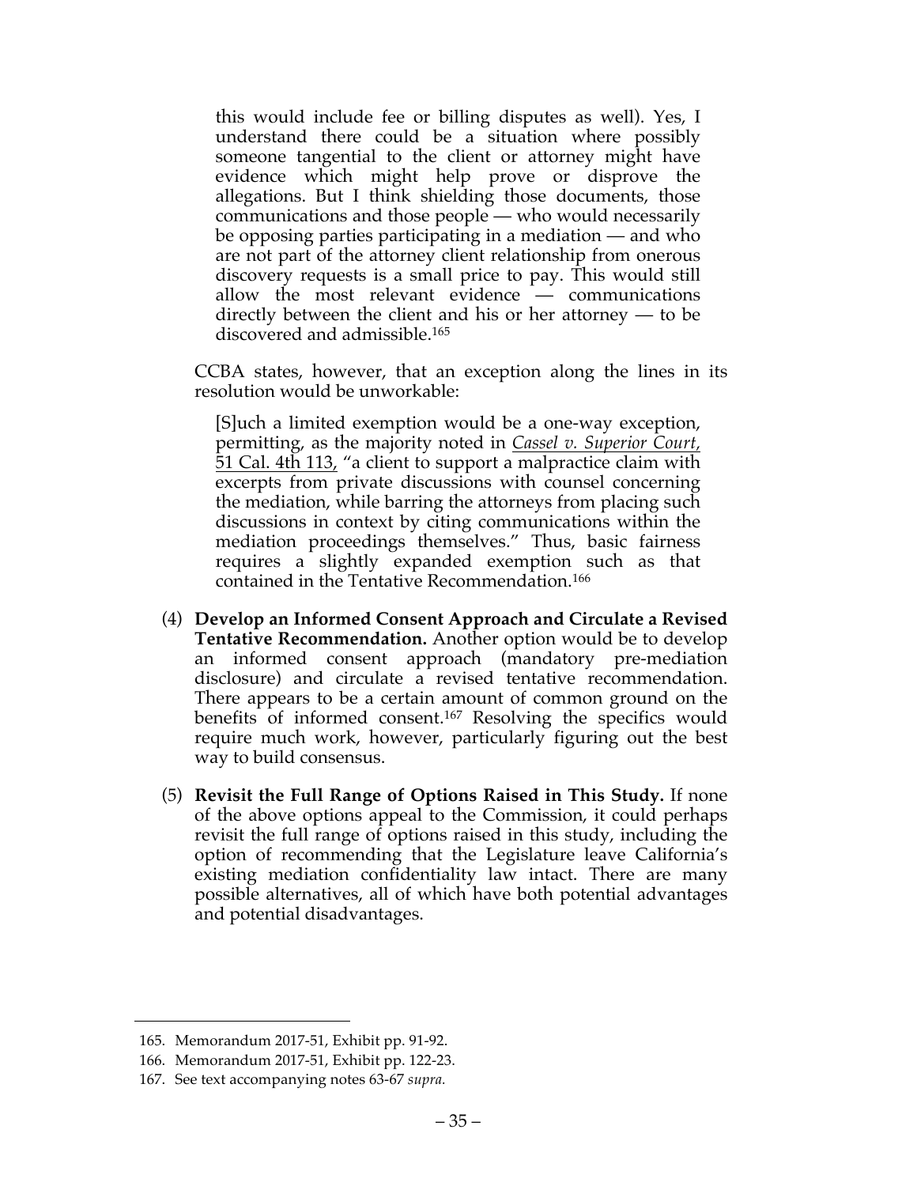> this would include fee or billing disputes as well). Yes, I understand there could be a situation where possibly someone tangential to the client or attorney might have evidence which might help prove or disprove the allegations. But I think shielding those documents, those communications and those people — who would necessarily be opposing parties participating in a mediation — and who are not part of the attorney client relationship from onerous discovery requests is a small price to pay. This would still allow the most relevant evidence — communications directly between the client and his or her attorney — to be discovered and admissible.[165]

CCBA states, however, that an exception along the lines in its resolution would be unworkable:

> [S]uch a limited exemption would be a one-way exception, permitting, as the majority noted in *Cassel v. Superior Court*, 51 Cal. 4th 113, "a client to support a malpractice claim with excerpts from private discussions with counsel concerning the mediation, while barring the attorneys from placing such discussions in context by citing communications within the mediation proceedings themselves." Thus, basic fairness requires a slightly expanded exemption such as that contained in the Tentative Recommendation.[166]

(4) **Develop an Informed Consent Approach and Circulate a Revised Tentative Recommendation.** Another option would be to develop an informed consent approach (mandatory pre-mediation disclosure) and circulate a revised tentative recommendation. There appears to be a certain amount of common ground on the benefits of informed consent.[167] Resolving the specifics would require much work, however, particularly figuring out the best way to build consensus.

(5) **Revisit the Full Range of Options Raised in This Study.** If none of the above options appeal to the Commission, it could perhaps revisit the full range of options raised in this study, including the option of recommending that the Legislature leave California's existing mediation confidentiality law intact. There are many possible alternatives, all of which have both potential advantages and potential disadvantages.

---

165. Memorandum 2017-51, Exhibit pp. 91-92.

166. Memorandum 2017-51, Exhibit pp. 122-23.

167. See text accompanying notes 63-67 *supra*.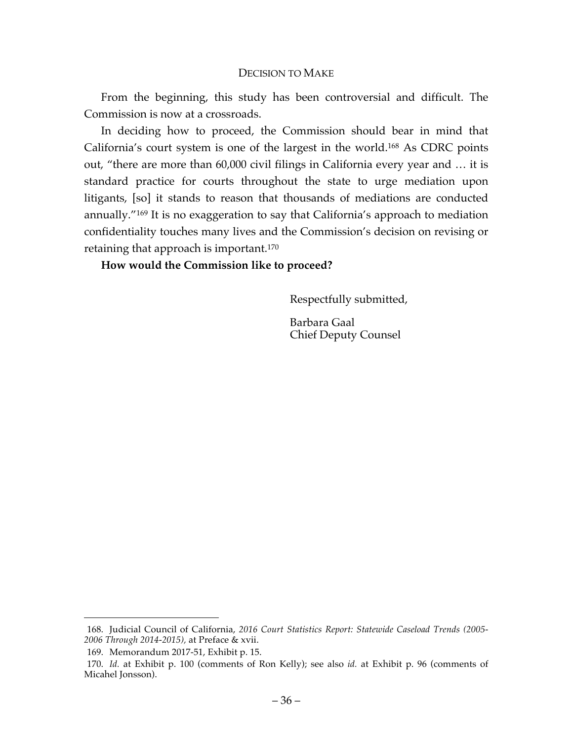## DECISION TO MAKE

From the beginning, this study has been controversial and difficult. The Commission is now at a crossroads.

In deciding how to proceed, the Commission should bear in mind that California's court system is one of the largest in the world.[168] As CDRC points out, "there are more than 60,000 civil filings in California every year and … it is standard practice for courts throughout the state to urge mediation upon litigants, [so] it stands to reason that thousands of mediations are conducted annually."[169] It is no exaggeration to say that California's approach to mediation confidentiality touches many lives and the Commission's decision on revising or retaining that approach is important.[170]

**How would the Commission like to proceed?**

Respectfully submitted,

Barbara Gaal
Chief Deputy Counsel

---

168. Judicial Council of California, *2016 Court Statistics Report: Statewide Caseload Trends (2005-2006 Through 2014-2015),* at Preface & xvii.

169. Memorandum 2017-51, Exhibit p. 15.

170. *Id.* at Exhibit p. 100 (comments of Ron Kelly); see also *id.* at Exhibit p. 96 (comments of Micahel Jonsson).